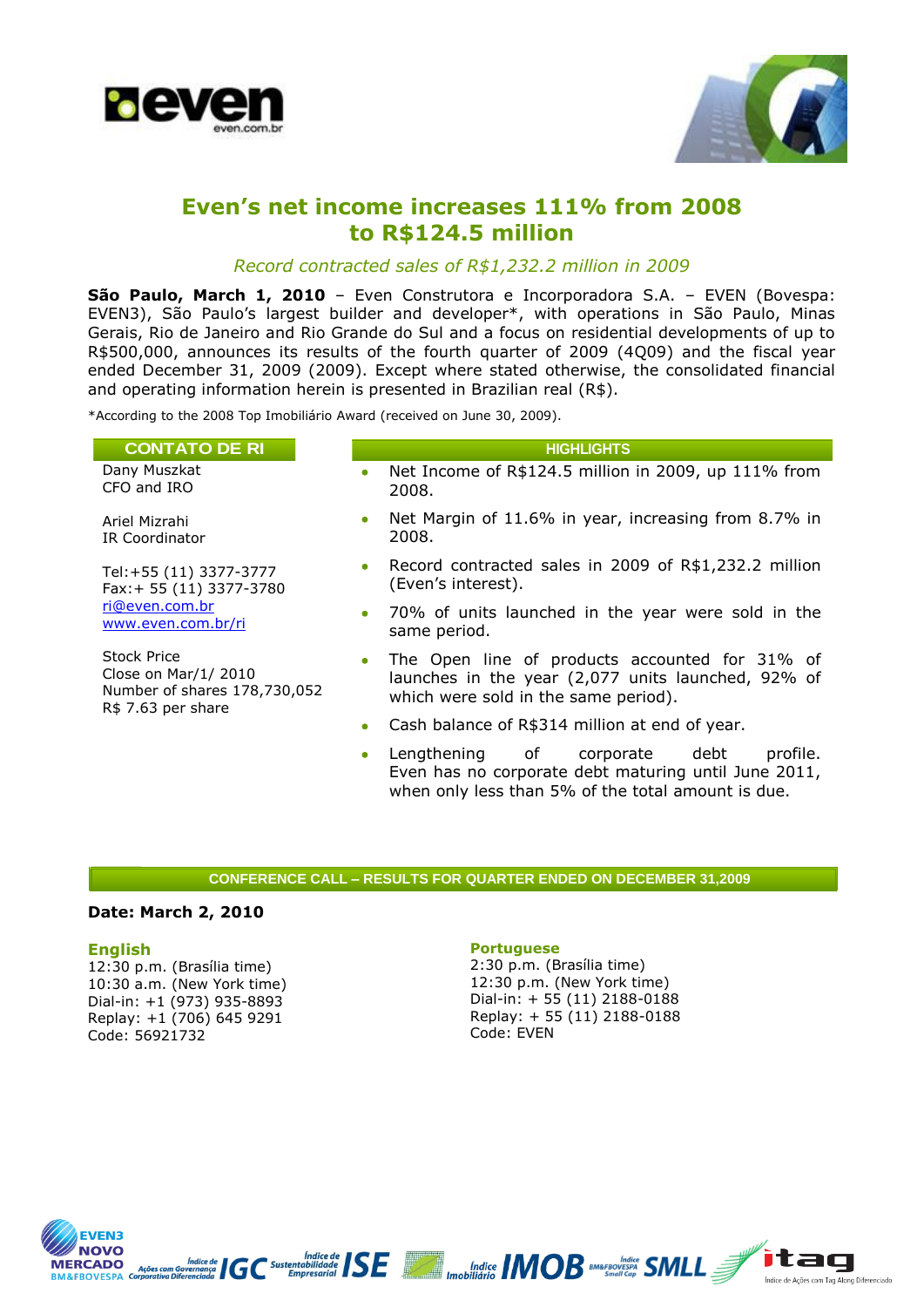# Even's net income increases 111% from 2008 to R$124.5 million

*Record contracted sales of R$1,232.2 million in 2009*

**São Paulo, March 1, 2010** – Even Construtora e Incorporadora S.A. – EVEN (Bovespa: EVEN3), São Paulo's largest builder and developer*, with operations in São Paulo, Minas Gerais, Rio de Janeiro and Rio Grande do Sul and a focus on residential developments of up to R$500,000, announces its results of the fourth quarter of 2009 (4Q09) and the fiscal year ended December 31, 2009 (2009). Except where stated otherwise, the consolidated financial and operating information herein is presented in Brazilian real (R$).

*According to the 2008 Top Imobiliário Award (received on June 30, 2009).

## CONTATO DE RI

Dany Muszkat
CFO and IRO

Ariel Mizrahi
IR Coordinator

Tel:+55 (11) 3377-3777
Fax:+ 55 (11) 3377-3780
ri@even.com.br
www.even.com.br/ri

Stock Price
Close on Mar/1/ 2010
Number of shares 178,730,052
R$ 7.63 per share

## HIGHLIGHTS

- Net Income of R$124.5 million in 2009, up 111% from 2008.
- Net Margin of 11.6% in year, increasing from 8.7% in 2008.
- Record contracted sales in 2009 of R$1,232.2 million (Even's interest).
- 70% of units launched in the year were sold in the same period.
- The Open line of products accounted for 31% of launches in the year (2,077 units launched, 92% of which were sold in the same period).
- Cash balance of R$314 million at end of year.
- Lengthening of corporate debt profile. Even has no corporate debt maturing until June 2011, when only less than 5% of the total amount is due.

## CONFERENCE CALL – RESULTS FOR QUARTER ENDED ON DECEMBER 31,2009

**Date: March 2, 2010**

**English**
12:30 p.m. (Brasília time)
10:30 a.m. (New York time)
Dial-in: +1 (973) 935-8893
Replay: +1 (706) 645 9291
Code: 56921732

**Portuguese**
2:30 p.m. (Brasília time)
12:30 p.m. (New York time)
Dial-in: + 55 (11) 2188-0188
Replay: + 55 (11) 2188-0188
Code: EVEN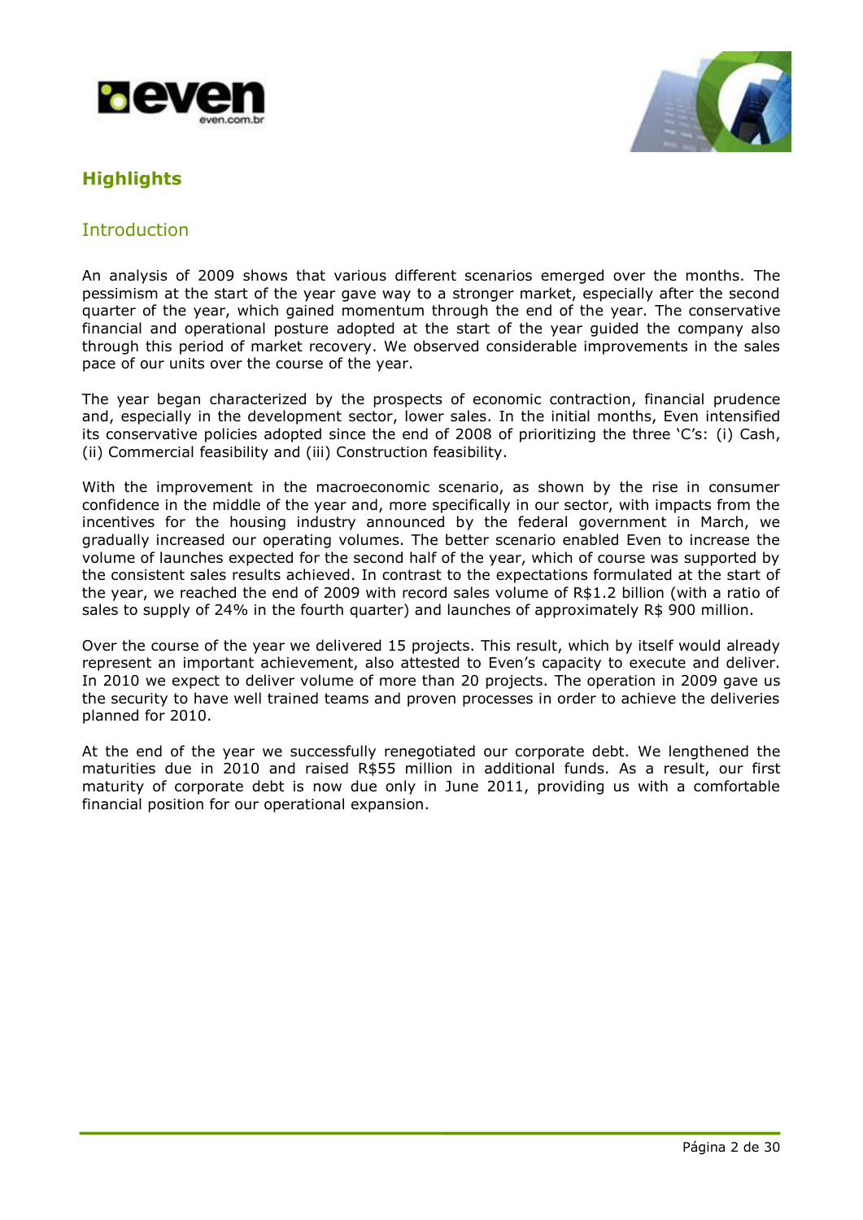# Highlights

## Introduction

An analysis of 2009 shows that various different scenarios emerged over the months. The pessimism at the start of the year gave way to a stronger market, especially after the second quarter of the year, which gained momentum through the end of the year. The conservative financial and operational posture adopted at the start of the year guided the company also through this period of market recovery. We observed considerable improvements in the sales pace of our units over the course of the year.

The year began characterized by the prospects of economic contraction, financial prudence and, especially in the development sector, lower sales. In the initial months, Even intensified its conservative policies adopted since the end of 2008 of prioritizing the three 'C's: (i) Cash, (ii) Commercial feasibility and (iii) Construction feasibility.

With the improvement in the macroeconomic scenario, as shown by the rise in consumer confidence in the middle of the year and, more specifically in our sector, with impacts from the incentives for the housing industry announced by the federal government in March, we gradually increased our operating volumes. The better scenario enabled Even to increase the volume of launches expected for the second half of the year, which of course was supported by the consistent sales results achieved. In contrast to the expectations formulated at the start of the year, we reached the end of 2009 with record sales volume of R$1.2 billion (with a ratio of sales to supply of 24% in the fourth quarter) and launches of approximately R$ 900 million.

Over the course of the year we delivered 15 projects. This result, which by itself would already represent an important achievement, also attested to Even's capacity to execute and deliver. In 2010 we expect to deliver volume of more than 20 projects. The operation in 2009 gave us the security to have well trained teams and proven processes in order to achieve the deliveries planned for 2010.

At the end of the year we successfully renegotiated our corporate debt. We lengthened the maturities due in 2010 and raised R$55 million in additional funds. As a result, our first maturity of corporate debt is now due only in June 2011, providing us with a comfortable financial position for our operational expansion.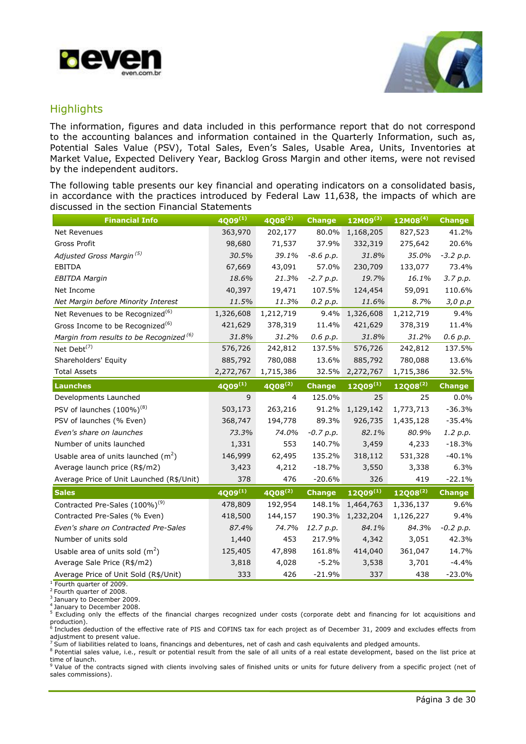## Highlights

The information, figures and data included in this performance report that do not correspond to the accounting balances and information contained in the Quarterly Information, such as, Potential Sales Value (PSV), Total Sales, Even's Sales, Usable Area, Units, Inventories at Market Value, Expected Delivery Year, Backlog Gross Margin and other items, were not revised by the independent auditors.

The following table presents our key financial and operating indicators on a consolidated basis, in accordance with the practices introduced by Federal Law 11,638, the impacts of which are discussed in the section Financial Statements

| Financial Info | 4Q09[1] | 4Q08[2] | Change | 12M09[3] | 12M08[4] | Change |
|---|---|---|---|---|---|---|
| Net Revenues | 363,970 | 202,177 | 80.0% | 1,168,205 | 827,523 | 41.2% |
| Gross Profit | 98,680 | 71,537 | 37.9% | 332,319 | 275,642 | 20.6% |
| *Adjusted Gross Margin [5]* | *30.5%* | *39.1%* | *-8.6 p.p.* | *31.8%* | *35.0%* | *-3.2 p.p.* |
| EBITDA | 67,669 | 43,091 | 57.0% | 230,709 | 133,077 | 73.4% |
| *EBITDA Margin* | *18.6%* | *21.3%* | *-2.7 p.p.* | *19.7%* | *16.1%* | *3.7 p.p.* |
| Net Income | 40,397 | 19,471 | 107.5% | 124,454 | 59,091 | 110.6% |
| *Net Margin before Minority Interest* | *11.5%* | *11.3%* | *0.2 p.p.* | *11.6%* | *8.7%* | *3,0 p.p* |
| Net Revenues to be Recognized[6] | 1,326,608 | 1,212,719 | 9.4% | 1,326,608 | 1,212,719 | 9.4% |
| Gross Income to be Recognized[6] | 421,629 | 378,319 | 11.4% | 421,629 | 378,319 | 11.4% |
| *Margin from results to be Recognized [6]* | *31.8%* | *31.2%* | *0.6 p.p.* | *31.8%* | *31.2%* | *0.6 p.p.* |
| Net Debt[7] | 576,726 | 242,812 | 137.5% | 576,726 | 242,812 | 137.5% |
| Shareholders' Equity | 885,792 | 780,088 | 13.6% | 885,792 | 780,088 | 13.6% |
| Total Assets | 2,272,767 | 1,715,386 | 32.5% | 2,272,767 | 1,715,386 | 32.5% |
| **Launches** | **4Q09[1]** | **4Q08[2]** | **Change** | **12Q09[1]** | **12Q08[2]** | **Change** |
| Developments Launched | 9 | 4 | 125.0% | 25 | 25 | 0.0% |
| PSV of launches (100%)[8] | 503,173 | 263,216 | 91.2% | 1,129,142 | 1,773,713 | -36.3% |
| PSV of launches (% Even) | 368,747 | 194,778 | 89.3% | 926,735 | 1,435,128 | -35.4% |
| *Even's share on launches* | *73.3%* | *74.0%* | *-0.7 p.p.* | *82.1%* | *80.9%* | *1.2 p.p.* |
| Number of units launched | 1,331 | 553 | 140.7% | 3,459 | 4,233 | -18.3% |
| Usable area of units launched ($m^2$) | 146,999 | 62,495 | 135.2% | 318,112 | 531,328 | -40.1% |
| Average launch price (R$/m2) | 3,423 | 4,212 | -18.7% | 3,550 | 3,338 | 6.3% |
| Average Price of Unit Launched (R$/Unit) | 378 | 476 | -20.6% | 326 | 419 | -22.1% |
| **Sales** | **4Q09[1]** | **4Q08[2]** | **Change** | **12Q09[1]** | **12Q08[2]** | **Change** |
| Contracted Pre-Sales (100%)[9] | 478,809 | 192,954 | 148.1% | 1,464,763 | 1,336,137 | 9.6% |
| Contracted Pre-Sales (% Even) | 418,500 | 144,157 | 190.3% | 1,232,204 | 1,126,227 | 9.4% |
| *Even's share on Contracted Pre-Sales* | *87.4%* | *74.7%* | *12.7 p.p.* | *84.1%* | *84.3%* | *-0.2 p.p.* |
| Number of units sold | 1,440 | 453 | 217.9% | 4,342 | 3,051 | 42.3% |
| Usable area of units sold ($m^2$) | 125,405 | 47,898 | 161.8% | 414,040 | 361,047 | 14.7% |
| Average Sale Price (R$/m2) | 3,818 | 4,028 | -5.2% | 3,538 | 3,701 | -4.4% |
| Average Price of Unit Sold (R$/Unit) | 333 | 426 | -21.9% | 337 | 438 | -23.0% |

[1] Fourth quarter of 2009.
[2] Fourth quarter of 2008.
[3] January to December 2009.
[4] January to December 2008.
[5] Excluding only the effects of the financial charges recognized under costs (corporate debt and financing for lot acquisitions and production).
[6] Includes deduction of the effective rate of PIS and COFINS tax for each project as of December 31, 2009 and excludes effects from adjustment to present value.
[7] Sum of liabilities related to loans, financings and debentures, net of cash and cash equivalents and pledged amounts.
[8] Potential sales value, i.e., result or potential result from the sale of all units of a real estate development, based on the list price at time of launch.
[9] Value of the contracts signed with clients involving sales of finished units or units for future delivery from a specific project (net of sales commissions).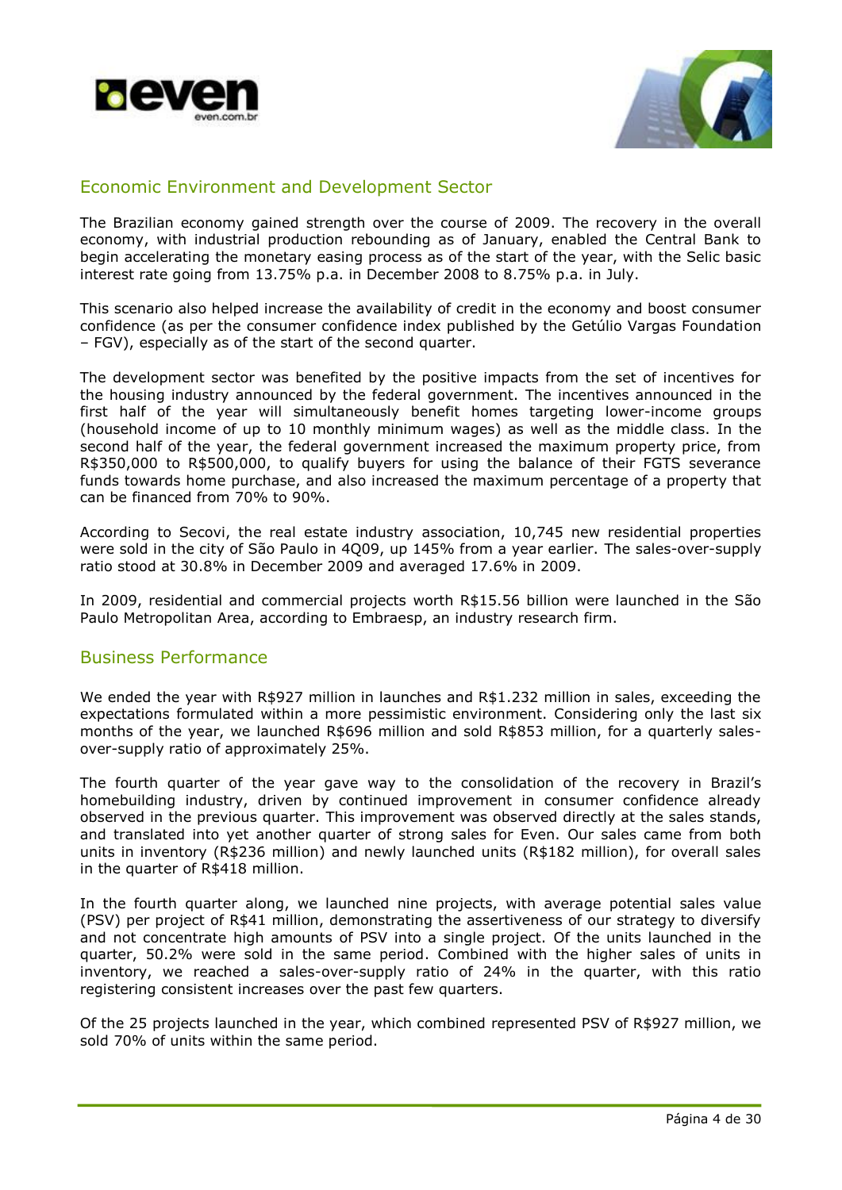## Economic Environment and Development Sector

The Brazilian economy gained strength over the course of 2009. The recovery in the overall economy, with industrial production rebounding as of January, enabled the Central Bank to begin accelerating the monetary easing process as of the start of the year, with the Selic basic interest rate going from 13.75% p.a. in December 2008 to 8.75% p.a. in July.

This scenario also helped increase the availability of credit in the economy and boost consumer confidence (as per the consumer confidence index published by the Getúlio Vargas Foundation – FGV), especially as of the start of the second quarter.

The development sector was benefited by the positive impacts from the set of incentives for the housing industry announced by the federal government. The incentives announced in the first half of the year will simultaneously benefit homes targeting lower-income groups (household income of up to 10 monthly minimum wages) as well as the middle class. In the second half of the year, the federal government increased the maximum property price, from R$350,000 to R$500,000, to qualify buyers for using the balance of their FGTS severance funds towards home purchase, and also increased the maximum percentage of a property that can be financed from 70% to 90%.

According to Secovi, the real estate industry association, 10,745 new residential properties were sold in the city of São Paulo in 4Q09, up 145% from a year earlier. The sales-over-supply ratio stood at 30.8% in December 2009 and averaged 17.6% in 2009.

In 2009, residential and commercial projects worth R$15.56 billion were launched in the São Paulo Metropolitan Area, according to Embraesp, an industry research firm.

## Business Performance

We ended the year with R$927 million in launches and R$1.232 million in sales, exceeding the expectations formulated within a more pessimistic environment. Considering only the last six months of the year, we launched R$696 million and sold R$853 million, for a quarterly sales-over-supply ratio of approximately 25%.

The fourth quarter of the year gave way to the consolidation of the recovery in Brazil's homebuilding industry, driven by continued improvement in consumer confidence already observed in the previous quarter. This improvement was observed directly at the sales stands, and translated into yet another quarter of strong sales for Even. Our sales came from both units in inventory (R$236 million) and newly launched units (R$182 million), for overall sales in the quarter of R$418 million.

In the fourth quarter along, we launched nine projects, with average potential sales value (PSV) per project of R$41 million, demonstrating the assertiveness of our strategy to diversify and not concentrate high amounts of PSV into a single project. Of the units launched in the quarter, 50.2% were sold in the same period. Combined with the higher sales of units in inventory, we reached a sales-over-supply ratio of 24% in the quarter, with this ratio registering consistent increases over the past few quarters.

Of the 25 projects launched in the year, which combined represented PSV of R$927 million, we sold 70% of units within the same period.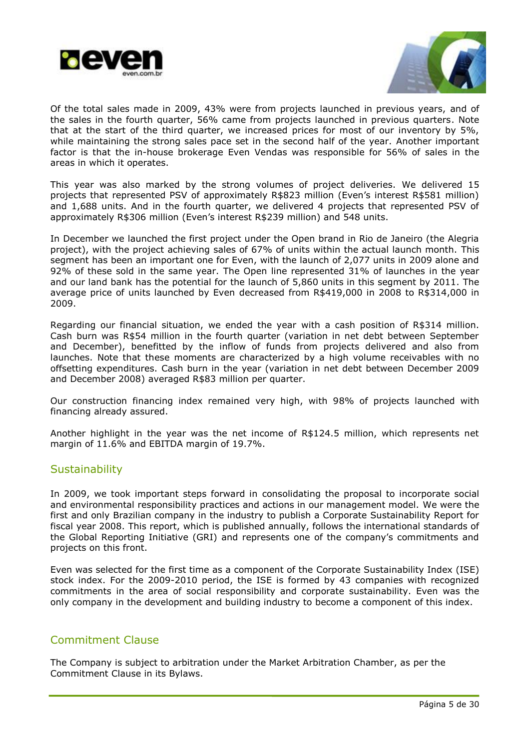Of the total sales made in 2009, 43% were from projects launched in previous years, and of the sales in the fourth quarter, 56% came from projects launched in previous quarters. Note that at the start of the third quarter, we increased prices for most of our inventory by 5%, while maintaining the strong sales pace set in the second half of the year. Another important factor is that the in-house brokerage Even Vendas was responsible for 56% of sales in the areas in which it operates.

This year was also marked by the strong volumes of project deliveries. We delivered 15 projects that represented PSV of approximately R$823 million (Even's interest R$581 million) and 1,688 units. And in the fourth quarter, we delivered 4 projects that represented PSV of approximately R$306 million (Even's interest R$239 million) and 548 units.

In December we launched the first project under the Open brand in Rio de Janeiro (the Alegria project), with the project achieving sales of 67% of units within the actual launch month. This segment has been an important one for Even, with the launch of 2,077 units in 2009 alone and 92% of these sold in the same year. The Open line represented 31% of launches in the year and our land bank has the potential for the launch of 5,860 units in this segment by 2011. The average price of units launched by Even decreased from R$419,000 in 2008 to R$314,000 in 2009.

Regarding our financial situation, we ended the year with a cash position of R$314 million. Cash burn was R$54 million in the fourth quarter (variation in net debt between September and December), benefitted by the inflow of funds from projects delivered and also from launches. Note that these moments are characterized by a high volume receivables with no offsetting expenditures. Cash burn in the year (variation in net debt between December 2009 and December 2008) averaged R$83 million per quarter.

Our construction financing index remained very high, with 98% of projects launched with financing already assured.

Another highlight in the year was the net income of R$124.5 million, which represents net margin of 11.6% and EBITDA margin of 19.7%.

## Sustainability

In 2009, we took important steps forward in consolidating the proposal to incorporate social and environmental responsibility practices and actions in our management model. We were the first and only Brazilian company in the industry to publish a Corporate Sustainability Report for fiscal year 2008. This report, which is published annually, follows the international standards of the Global Reporting Initiative (GRI) and represents one of the company's commitments and projects on this front.

Even was selected for the first time as a component of the Corporate Sustainability Index (ISE) stock index. For the 2009-2010 period, the ISE is formed by 43 companies with recognized commitments in the area of social responsibility and corporate sustainability. Even was the only company in the development and building industry to become a component of this index.

## Commitment Clause

The Company is subject to arbitration under the Market Arbitration Chamber, as per the Commitment Clause in its Bylaws.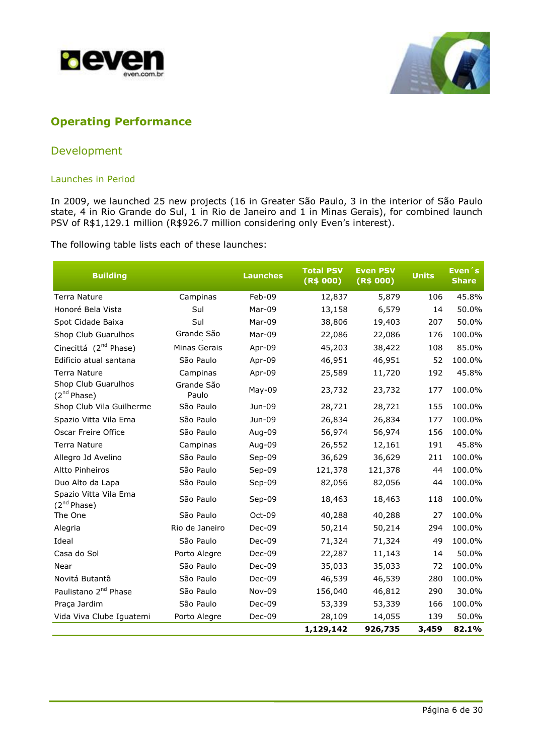## Operating Performance

### Development

#### Launches in Period

In 2009, we launched 25 new projects (16 in Greater São Paulo, 3 in the interior of São Paulo state, 4 in Rio Grande do Sul, 1 in Rio de Janeiro and 1 in Minas Gerais), for combined launch PSV of R$1,129.1 million (R$926.7 million considering only Even's interest).

The following table lists each of these launches:

| Building | | Launches | Total PSV (R$ 000) | Even PSV (R$ 000) | Units | Even´s Share |
|---|---|---|---|---|---|---|
| Terra Nature | Campinas | Feb-09 | 12,837 | 5,879 | 106 | 45.8% |
| Honoré Bela Vista | Sul | Mar-09 | 13,158 | 6,579 | 14 | 50.0% |
| Spot Cidade Baixa | Sul | Mar-09 | 38,806 | 19,403 | 207 | 50.0% |
| Shop Club Guarulhos | Grande São | Mar-09 | 22,086 | 22,086 | 176 | 100.0% |
| Cinecittá (2nd Phase) | Minas Gerais | Apr-09 | 45,203 | 38,422 | 108 | 85.0% |
| Edificio atual santana | São Paulo | Apr-09 | 46,951 | 46,951 | 52 | 100.0% |
| Terra Nature | Campinas | Apr-09 | 25,589 | 11,720 | 192 | 45.8% |
| Shop Club Guarulhos (2nd Phase) | Grande São Paulo | May-09 | 23,732 | 23,732 | 177 | 100.0% |
| Shop Club Vila Guilherme | São Paulo | Jun-09 | 28,721 | 28,721 | 155 | 100.0% |
| Spazio Vitta Vila Ema | São Paulo | Jun-09 | 26,834 | 26,834 | 177 | 100.0% |
| Oscar Freire Office | São Paulo | Aug-09 | 56,974 | 56,974 | 156 | 100.0% |
| Terra Nature | Campinas | Aug-09 | 26,552 | 12,161 | 191 | 45.8% |
| Allegro Jd Avelino | São Paulo | Sep-09 | 36,629 | 36,629 | 211 | 100.0% |
| Altto Pinheiros | São Paulo | Sep-09 | 121,378 | 121,378 | 44 | 100.0% |
| Duo Alto da Lapa | São Paulo | Sep-09 | 82,056 | 82,056 | 44 | 100.0% |
| Spazio Vitta Vila Ema (2nd Phase) | São Paulo | Sep-09 | 18,463 | 18,463 | 118 | 100.0% |
| The One | São Paulo | Oct-09 | 40,288 | 40,288 | 27 | 100.0% |
| Alegria | Rio de Janeiro | Dec-09 | 50,214 | 50,214 | 294 | 100.0% |
| Ideal | São Paulo | Dec-09 | 71,324 | 71,324 | 49 | 100.0% |
| Casa do Sol | Porto Alegre | Dec-09 | 22,287 | 11,143 | 14 | 50.0% |
| Near | São Paulo | Dec-09 | 35,033 | 35,033 | 72 | 100.0% |
| Novitá Butantã | São Paulo | Dec-09 | 46,539 | 46,539 | 280 | 100.0% |
| Paulistano 2nd Phase | São Paulo | Nov-09 | 156,040 | 46,812 | 290 | 30.0% |
| Praça Jardim | São Paulo | Dec-09 | 53,339 | 53,339 | 166 | 100.0% |
| Vida Viva Clube Iguatemi | Porto Alegre | Dec-09 | 28,109 | 14,055 | 139 | 50.0% |
| | | | **1,129,142** | **926,735** | **3,459** | **82.1%** |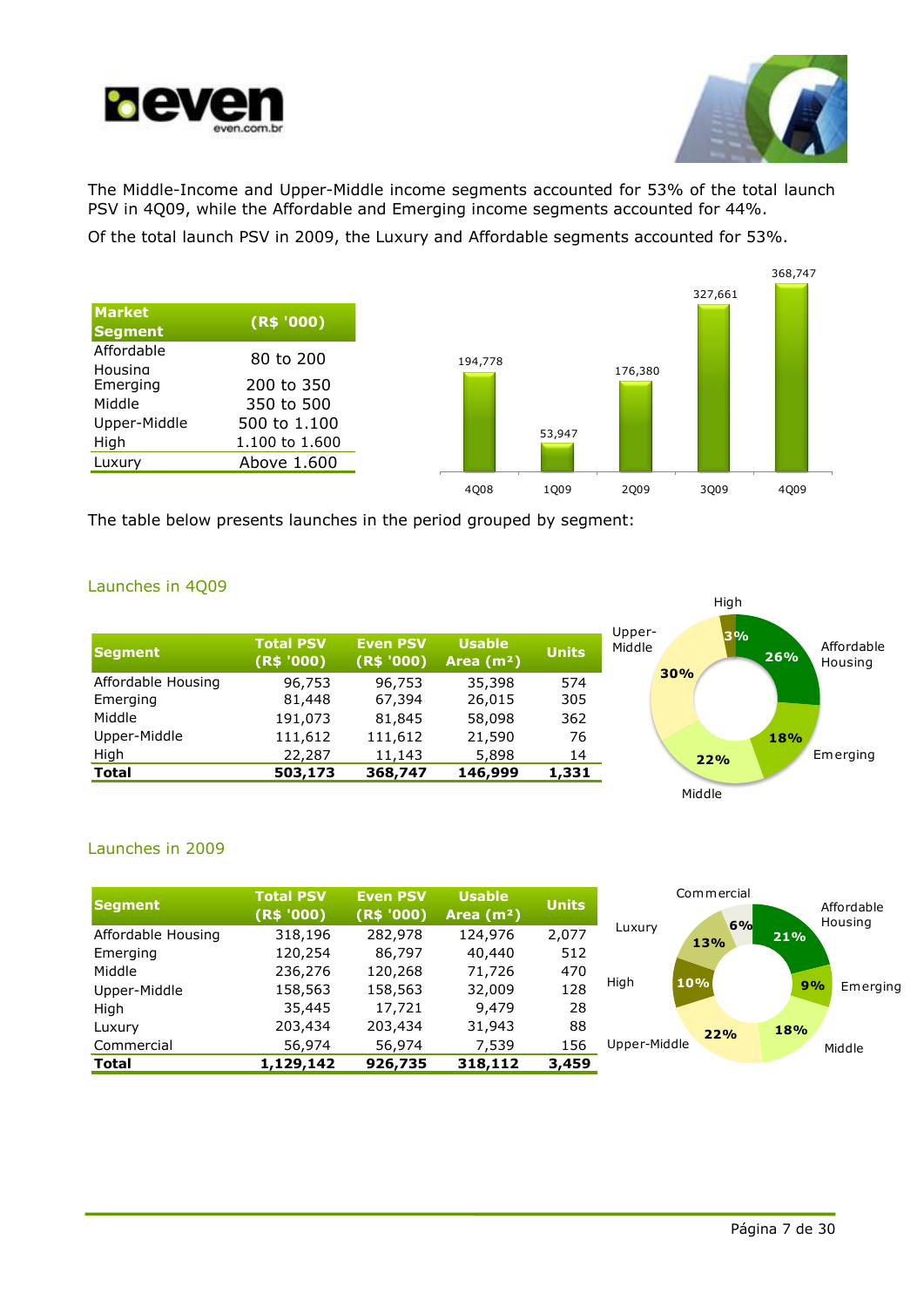The Middle-Income and Upper-Middle income segments accounted for 53% of the total launch PSV in 4Q09, while the Affordable and Emerging income segments accounted for 44%.

Of the total launch PSV in 2009, the Luxury and Affordable segments accounted for 53%.

| Market Segment | (R$ '000) |
|---|---|
| Affordable Housing | 80 to 200 |
| Emerging | 200 to 350 |
| Middle | 350 to 500 |
| Upper-Middle | 500 to 1.100 |
| High | 1.100 to 1.600 |
| Luxury | Above 1.600 |

| | 4Q08 | 1Q09 | 2Q09 | 3Q09 | 4Q09 |
|---|---|---|---|---|---|
| | 194,778 | 53,947 | 176,380 | 327,661 | 368,747 |

The table below presents launches in the period grouped by segment:

## Launches in 4Q09

| Segment | Total PSV (R$ '000) | Even PSV (R$ '000) | Usable Area (m²) | Units |
|---|---|---|---|---|
| Affordable Housing | 96,753 | 96,753 | 35,398 | 574 |
| Emerging | 81,448 | 67,394 | 26,015 | 305 |
| Middle | 191,073 | 81,845 | 58,098 | 362 |
| Upper-Middle | 111,612 | 111,612 | 21,590 | 76 |
| High | 22,287 | 11,143 | 5,898 | 14 |
| **Total** | **503,173** | **368,747** | **146,999** | **1,331** |

Affordable Housing 26%; Emerging 18%; Middle 22%; Upper-Middle 30%; High 3%

## Launches in 2009

| Segment | Total PSV (R$ '000) | Even PSV (R$ '000) | Usable Area (m²) | Units |
|---|---|---|---|---|
| Affordable Housing | 318,196 | 282,978 | 124,976 | 2,077 |
| Emerging | 120,254 | 86,797 | 40,440 | 512 |
| Middle | 236,276 | 120,268 | 71,726 | 470 |
| Upper-Middle | 158,563 | 158,563 | 32,009 | 128 |
| High | 35,445 | 17,721 | 9,479 | 28 |
| Luxury | 203,434 | 203,434 | 31,943 | 88 |
| Commercial | 56,974 | 56,974 | 7,539 | 156 |
| **Total** | **1,129,142** | **926,735** | **318,112** | **3,459** |

Affordable Housing 21%; Emerging 9%; Middle 18%; Upper-Middle 22%; High 10%; Luxury 13%; Commercial 6%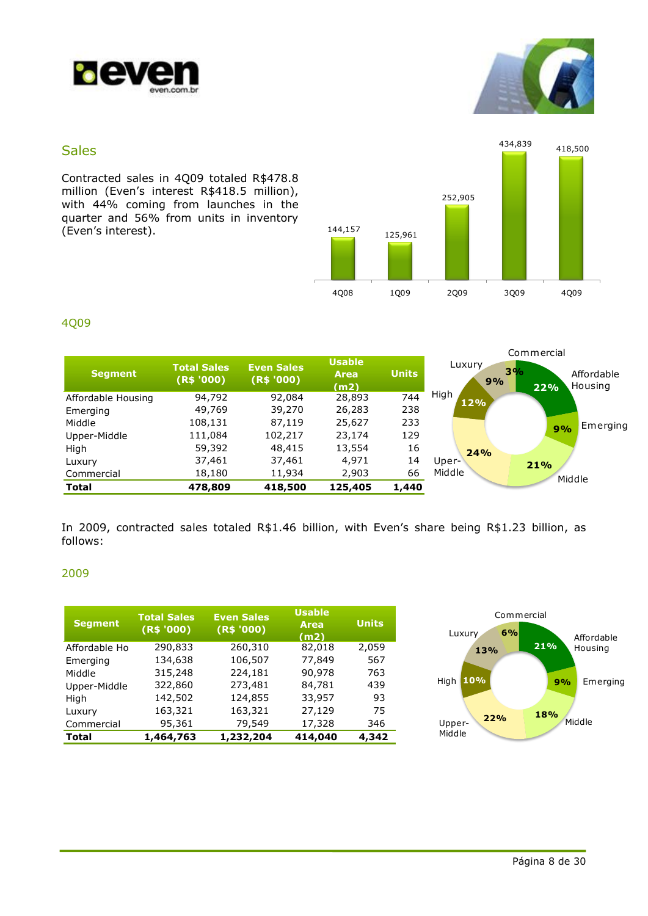## Sales

Contracted sales in 4Q09 totaled R$478.8 million (Even's interest R$418.5 million), with 44% coming from launches in the quarter and 56% from units in inventory (Even's interest).

| 4Q08 | 1Q09 | 2Q09 | 3Q09 | 4Q09 |
|---|---|---|---|---|
| 144,157 | 125,961 | 252,905 | 434,839 | 418,500 |

### 4Q09

| Segment | Total Sales (R$ '000) | Even Sales (R$ '000) | Usable Area (m2) | Units |
|---|---|---|---|---|
| Affordable Housing | 94,792 | 92,084 | 28,893 | 744 |
| Emerging | 49,769 | 39,270 | 26,283 | 238 |
| Middle | 108,131 | 87,119 | 25,627 | 233 |
| Upper-Middle | 111,084 | 102,217 | 23,174 | 129 |
| High | 59,392 | 48,415 | 13,554 | 16 |
| Luxury | 37,461 | 37,461 | 4,971 | 14 |
| Commercial | 18,180 | 11,934 | 2,903 | 66 |
| **Total** | **478,809** | **418,500** | **125,405** | **1,440** |

Affordable Housing 22%, Emerging 9%, Middle 21%, Upper-Middle 24%, High 12%, Luxury 9%, Commercial 3%

In 2009, contracted sales totaled R$1.46 billion, with Even's share being R$1.23 billion, as follows:

### 2009

| Segment | Total Sales (R$ '000) | Even Sales (R$ '000) | Usable Area (m2) | Units |
|---|---|---|---|---|
| Affordable Ho | 290,833 | 260,310 | 82,018 | 2,059 |
| Emerging | 134,638 | 106,507 | 77,849 | 567 |
| Middle | 315,248 | 224,181 | 90,978 | 763 |
| Upper-Middle | 322,860 | 273,481 | 84,781 | 439 |
| High | 142,502 | 124,855 | 33,957 | 93 |
| Luxury | 163,321 | 163,321 | 27,129 | 75 |
| Commercial | 95,361 | 79,549 | 17,328 | 346 |
| **Total** | **1,464,763** | **1,232,204** | **414,040** | **4,342** |

Affordable Housing 21%, Emerging 9%, Middle 18%, Upper-Middle 22%, High 10%, Luxury 13%, Commercial 6%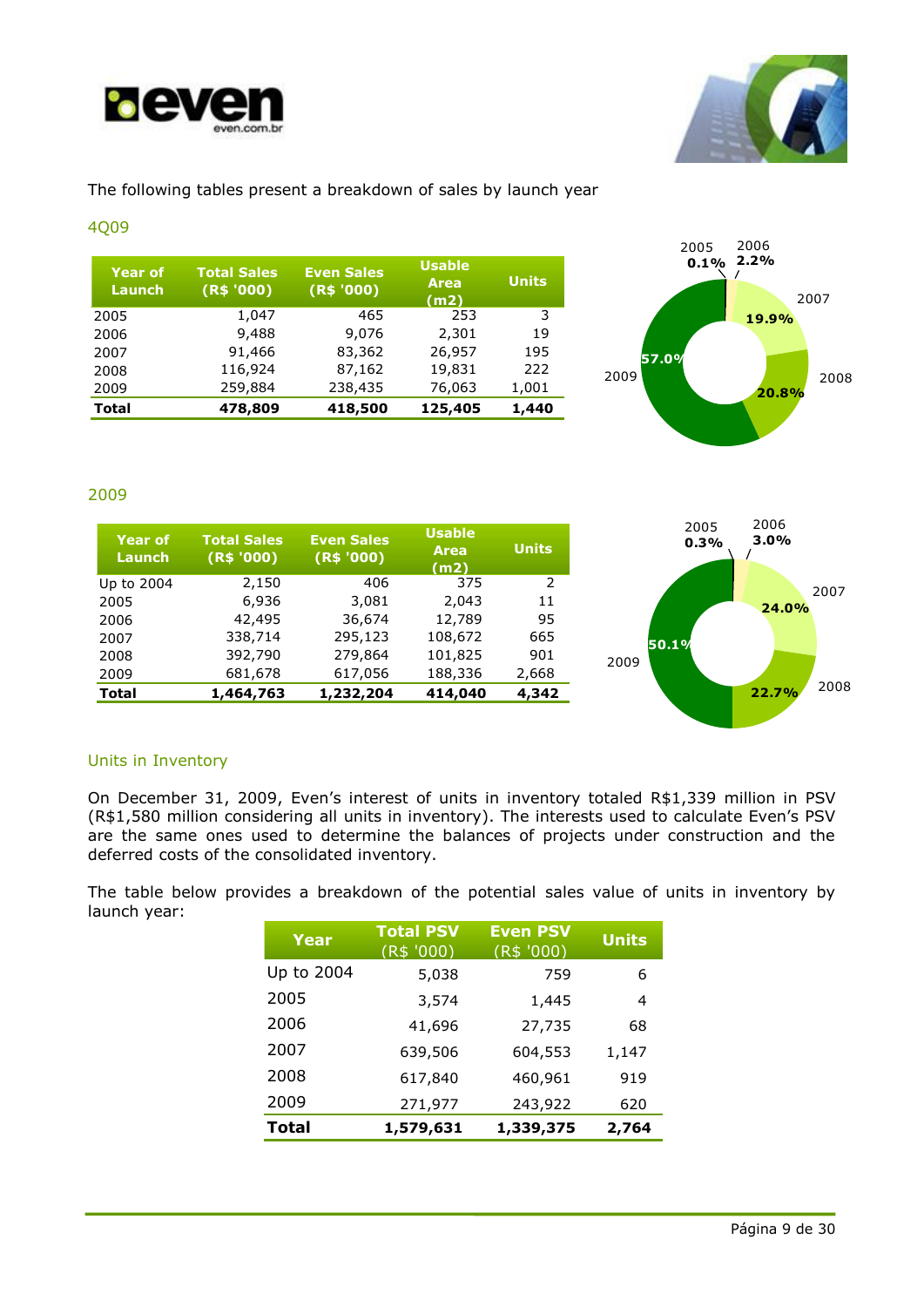The following tables present a breakdown of sales by launch year

## 4Q09

| Year of Launch | Total Sales (R$ '000) | Even Sales (R$ '000) | Usable Area (m2) | Units |
|---|---|---|---|---|
| 2005 | 1,047 | 465 | 253 | 3 |
| 2006 | 9,488 | 9,076 | 2,301 | 19 |
| 2007 | 91,466 | 83,362 | 26,957 | 195 |
| 2008 | 116,924 | 87,162 | 19,831 | 222 |
| 2009 | 259,884 | 238,435 | 76,063 | 1,001 |
| **Total** | **478,809** | **418,500** | **125,405** | **1,440** |

2005 0.1% | 2006 2.2% | 2007 19.9% | 2008 20.8% | 2009 57.0%

## 2009

| Year of Launch | Total Sales (R$ '000) | Even Sales (R$ '000) | Usable Area (m2) | Units |
|---|---|---|---|---|
| Up to 2004 | 2,150 | 406 | 375 | 2 |
| 2005 | 6,936 | 3,081 | 2,043 | 11 |
| 2006 | 42,495 | 36,674 | 12,789 | 95 |
| 2007 | 338,714 | 295,123 | 108,672 | 665 |
| 2008 | 392,790 | 279,864 | 101,825 | 901 |
| 2009 | 681,678 | 617,056 | 188,336 | 2,668 |
| **Total** | **1,464,763** | **1,232,204** | **414,040** | **4,342** |

2005 0.3% | 2006 3.0% | 2007 24.0% | 2008 22.7% | 2009 50.1%

## Units in Inventory

On December 31, 2009, Even's interest of units in inventory totaled R$1,339 million in PSV (R$1,580 million considering all units in inventory). The interests used to calculate Even's PSV are the same ones used to determine the balances of projects under construction and the deferred costs of the consolidated inventory.

The table below provides a breakdown of the potential sales value of units in inventory by launch year:

| Year | Total PSV (R$ '000) | Even PSV (R$ '000) | Units |
|---|---|---|---|
| Up to 2004 | 5,038 | 759 | 6 |
| 2005 | 3,574 | 1,445 | 4 |
| 2006 | 41,696 | 27,735 | 68 |
| 2007 | 639,506 | 604,553 | 1,147 |
| 2008 | 617,840 | 460,961 | 919 |
| 2009 | 271,977 | 243,922 | 620 |
| **Total** | **1,579,631** | **1,339,375** | **2,764** |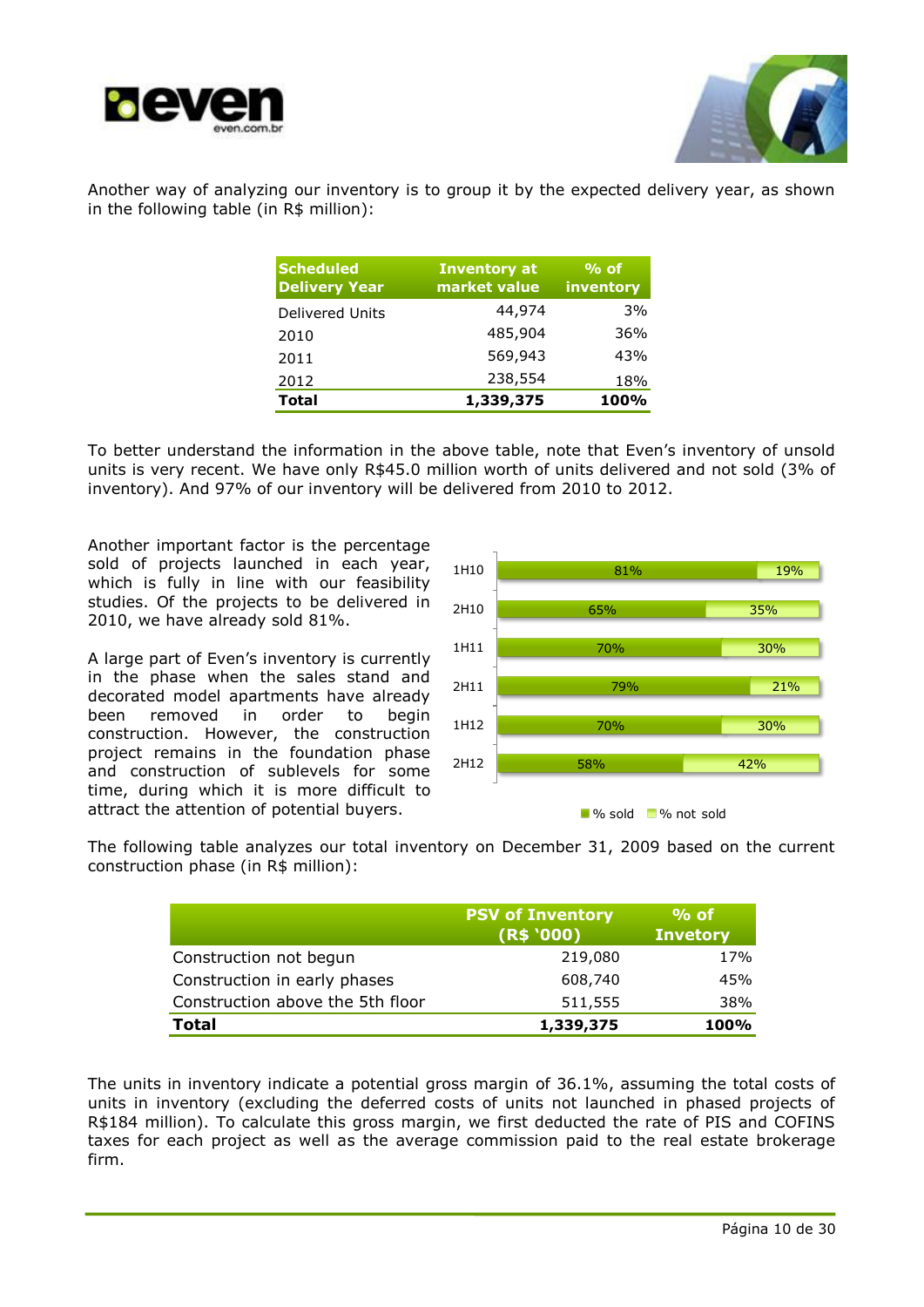Another way of analyzing our inventory is to group it by the expected delivery year, as shown in the following table (in R$ million):

| Scheduled Delivery Year | Inventory at market value | % of inventory |
|---|---|---|
| Delivered Units | 44,974 | 3% |
| 2010 | 485,904 | 36% |
| 2011 | 569,943 | 43% |
| 2012 | 238,554 | 18% |
| **Total** | **1,339,375** | **100%** |

To better understand the information in the above table, note that Even's inventory of unsold units is very recent. We have only R$45.0 million worth of units delivered and not sold (3% of inventory). And 97% of our inventory will be delivered from 2010 to 2012.

Another important factor is the percentage sold of projects launched in each year, which is fully in line with our feasibility studies. Of the projects to be delivered in 2010, we have already sold 81%.

A large part of Even's inventory is currently in the phase when the sales stand and decorated model apartments have already been removed in order to begin construction. However, the construction project remains in the foundation phase and construction of sublevels for some time, during which it is more difficult to attract the attention of potential buyers.

| | % sold | % not sold |
|---|---|---|
| 1H10 | 81% | 19% |
| 2H10 | 65% | 35% |
| 1H11 | 70% | 30% |
| 2H11 | 79% | 21% |
| 1H12 | 70% | 30% |
| 2H12 | 58% | 42% |

The following table analyzes our total inventory on December 31, 2009 based on the current construction phase (in R$ million):

| | PSV of Inventory (R$ '000) | % of Invetory |
|---|---|---|
| Construction not begun | 219,080 | 17% |
| Construction in early phases | 608,740 | 45% |
| Construction above the 5th floor | 511,555 | 38% |
| **Total** | **1,339,375** | **100%** |

The units in inventory indicate a potential gross margin of 36.1%, assuming the total costs of units in inventory (excluding the deferred costs of units not launched in phased projects of R$184 million). To calculate this gross margin, we first deducted the rate of PIS and COFINS taxes for each project as well as the average commission paid to the real estate brokerage firm.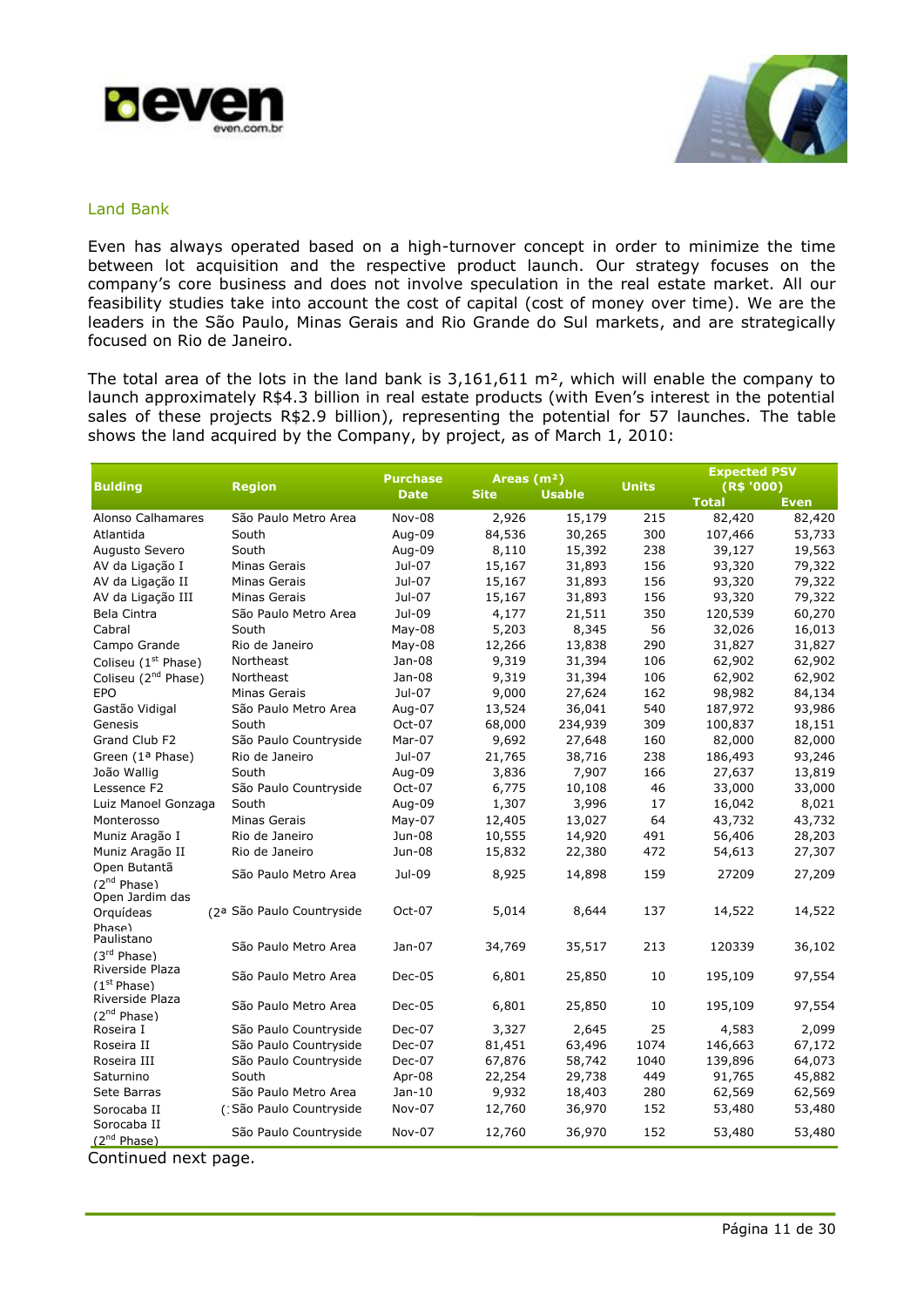## Land Bank

Even has always operated based on a high-turnover concept in order to minimize the time between lot acquisition and the respective product launch. Our strategy focuses on the company's core business and does not involve speculation in the real estate market. All our feasibility studies take into account the cost of capital (cost of money over time). We are the leaders in the São Paulo, Minas Gerais and Rio Grande do Sul markets, and are strategically focused on Rio de Janeiro.

The total area of the lots in the land bank is 3,161,611 m², which will enable the company to launch approximately R$4.3 billion in real estate products (with Even's interest in the potential sales of these projects R$2.9 billion), representing the potential for 57 launches. The table shows the land acquired by the Company, by project, as of March 1, 2010:

| Bulding | Region | Purchase Date | Areas (m²) | | Units | Expected PSV (R$ '000) | |
|---|---|---|---|---|---|---|---|
| | | | Site | Usable | | Total | Even |
| Alonso Calhamares | São Paulo Metro Area | Nov-08 | 2,926 | 15,179 | 215 | 82,420 | 82,420 |
| Atlantida | South | Aug-09 | 84,536 | 30,265 | 300 | 107,466 | 53,733 |
| Augusto Severo | South | Aug-09 | 8,110 | 15,392 | 238 | 39,127 | 19,563 |
| AV da Ligação I | Minas Gerais | Jul-07 | 15,167 | 31,893 | 156 | 93,320 | 79,322 |
| AV da Ligação II | Minas Gerais | Jul-07 | 15,167 | 31,893 | 156 | 93,320 | 79,322 |
| AV da Ligação III | Minas Gerais | Jul-07 | 15,167 | 31,893 | 156 | 93,320 | 79,322 |
| Bela Cintra | São Paulo Metro Area | Jul-09 | 4,177 | 21,511 | 350 | 120,539 | 60,270 |
| Cabral | South | May-08 | 5,203 | 8,345 | 56 | 32,026 | 16,013 |
| Campo Grande | Rio de Janeiro | May-08 | 12,266 | 13,838 | 290 | 31,827 | 31,827 |
| Coliseu (1st Phase) | Northeast | Jan-08 | 9,319 | 31,394 | 106 | 62,902 | 62,902 |
| Coliseu (2nd Phase) | Northeast | Jan-08 | 9,319 | 31,394 | 106 | 62,902 | 62,902 |
| EPO | Minas Gerais | Jul-07 | 9,000 | 27,624 | 162 | 98,982 | 84,134 |
| Gastão Vidigal | São Paulo Metro Area | Aug-07 | 13,524 | 36,041 | 540 | 187,972 | 93,986 |
| Genesis | South | Oct-07 | 68,000 | 234,939 | 309 | 100,837 | 18,151 |
| Grand Club F2 | São Paulo Countryside | Mar-07 | 9,692 | 27,648 | 160 | 82,000 | 82,000 |
| Green (1ª Phase) | Rio de Janeiro | Jul-07 | 21,765 | 38,716 | 238 | 186,493 | 93,246 |
| João Wallig | South | Aug-09 | 3,836 | 7,907 | 166 | 27,637 | 13,819 |
| Lessence F2 | São Paulo Countryside | Oct-07 | 6,775 | 10,108 | 46 | 33,000 | 33,000 |
| Luiz Manoel Gonzaga | South | Aug-09 | 1,307 | 3,996 | 17 | 16,042 | 8,021 |
| Monterosso | Minas Gerais | May-07 | 12,405 | 13,027 | 64 | 43,732 | 43,732 |
| Muniz Aragão I | Rio de Janeiro | Jun-08 | 10,555 | 14,920 | 491 | 56,406 | 28,203 |
| Muniz Aragão II | Rio de Janeiro | Jun-08 | 15,832 | 22,380 | 472 | 54,613 | 27,307 |
| Open Butantã (2nd Phase) | São Paulo Metro Area | Jul-09 | 8,925 | 14,898 | 159 | 27209 | 27,209 |
| Open Jardim das Orquídeas (2ª Phase) | São Paulo Countryside | Oct-07 | 5,014 | 8,644 | 137 | 14,522 | 14,522 |
| Paulistano (3rd Phase) | São Paulo Metro Area | Jan-07 | 34,769 | 35,517 | 213 | 120339 | 36,102 |
| Riverside Plaza (1st Phase) | São Paulo Metro Area | Dec-05 | 6,801 | 25,850 | 10 | 195,109 | 97,554 |
| Riverside Plaza (2nd Phase) | São Paulo Metro Area | Dec-05 | 6,801 | 25,850 | 10 | 195,109 | 97,554 |
| Roseira I | São Paulo Countryside | Dec-07 | 3,327 | 2,645 | 25 | 4,583 | 2,099 |
| Roseira II | São Paulo Countryside | Dec-07 | 81,451 | 63,496 | 1074 | 146,663 | 67,172 |
| Roseira III | São Paulo Countryside | Dec-07 | 67,876 | 58,742 | 1040 | 139,896 | 64,073 |
| Saturnino | South | Apr-08 | 22,254 | 29,738 | 449 | 91,765 | 45,882 |
| Sete Barras | São Paulo Metro Area | Jan-10 | 9,932 | 18,403 | 280 | 62,569 | 62,569 |
| Sorocaba II | São Paulo Countryside | Nov-07 | 12,760 | 36,970 | 152 | 53,480 | 53,480 |
| Sorocaba II (2nd Phase) | São Paulo Countryside | Nov-07 | 12,760 | 36,970 | 152 | 53,480 | 53,480 |

Continued next page.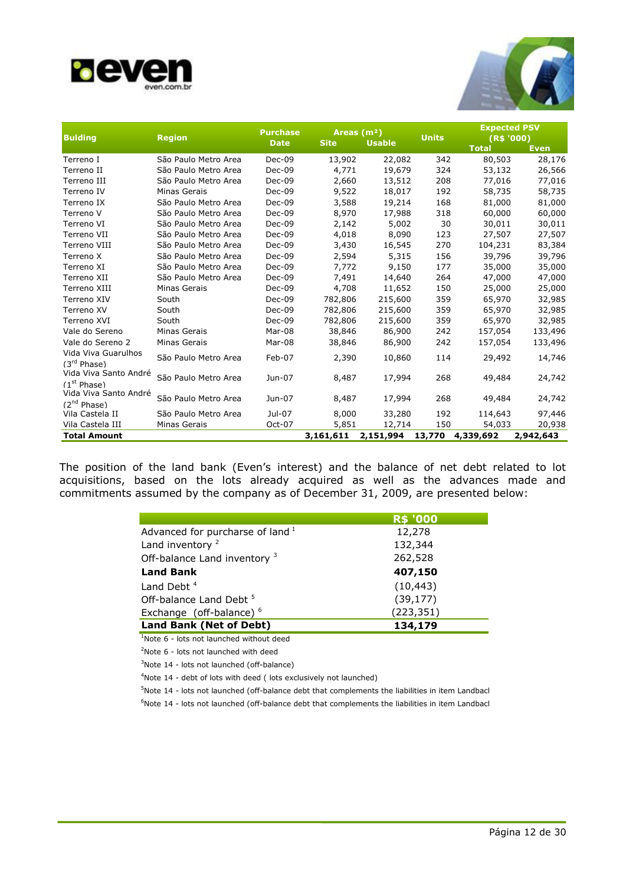| Bulding | Region | Purchase Date | Areas (m²) | | Units | Expected PSV (R$ '000) | |
|---|---|---|---|---|---|---|---|
| | | | Site | Usable | | Total | Even |
| Terreno I | São Paulo Metro Area | Dec-09 | 13,902 | 22,082 | 342 | 80,503 | 28,176 |
| Terreno II | São Paulo Metro Area | Dec-09 | 4,771 | 19,679 | 324 | 53,132 | 26,566 |
| Terreno III | São Paulo Metro Area | Dec-09 | 2,660 | 13,512 | 208 | 77,016 | 77,016 |
| Terreno IV | Minas Gerais | Dec-09 | 9,522 | 18,017 | 192 | 58,735 | 58,735 |
| Terreno IX | São Paulo Metro Area | Dec-09 | 3,588 | 19,214 | 168 | 81,000 | 81,000 |
| Terreno V | São Paulo Metro Area | Dec-09 | 8,970 | 17,988 | 318 | 60,000 | 60,000 |
| Terreno VI | São Paulo Metro Area | Dec-09 | 2,142 | 5,002 | 30 | 30,011 | 30,011 |
| Terreno VII | São Paulo Metro Area | Dec-09 | 4,018 | 8,090 | 123 | 27,507 | 27,507 |
| Terreno VIII | São Paulo Metro Area | Dec-09 | 3,430 | 16,545 | 270 | 104,231 | 83,384 |
| Terreno X | São Paulo Metro Area | Dec-09 | 2,594 | 5,315 | 156 | 39,796 | 39,796 |
| Terreno XI | São Paulo Metro Area | Dec-09 | 7,772 | 9,150 | 177 | 35,000 | 35,000 |
| Terreno XII | São Paulo Metro Area | Dec-09 | 7,491 | 14,640 | 264 | 47,000 | 47,000 |
| Terreno XIII | Minas Gerais | Dec-09 | 4,708 | 11,652 | 150 | 25,000 | 25,000 |
| Terreno XIV | South | Dec-09 | 782,806 | 215,600 | 359 | 65,970 | 32,985 |
| Terreno XV | South | Dec-09 | 782,806 | 215,600 | 359 | 65,970 | 32,985 |
| Terreno XVI | South | Dec-09 | 782,806 | 215,600 | 359 | 65,970 | 32,985 |
| Vale do Sereno | Minas Gerais | Mar-08 | 38,846 | 86,900 | 242 | 157,054 | 133,496 |
| Vale do Sereno 2 | Minas Gerais | Mar-08 | 38,846 | 86,900 | 242 | 157,054 | 133,496 |
| Vida Viva Guarulhos (3rd Phase) | São Paulo Metro Area | Feb-07 | 2,390 | 10,860 | 114 | 29,492 | 14,746 |
| Vida Viva Santo André (1st Phase) | São Paulo Metro Area | Jun-07 | 8,487 | 17,994 | 268 | 49,484 | 24,742 |
| Vida Viva Santo André (2nd Phase) | São Paulo Metro Area | Jun-07 | 8,487 | 17,994 | 268 | 49,484 | 24,742 |
| Vila Castela II | São Paulo Metro Area | Jul-07 | 8,000 | 33,280 | 192 | 114,643 | 97,446 |
| Vila Castela III | Minas Gerais | Oct-07 | 5,851 | 12,714 | 150 | 54,033 | 20,938 |
| **Total Amount** | | | **3,161,611** | **2,151,994** | **13,770** | **4,339,692** | **2,942,643** |

The position of the land bank (Even's interest) and the balance of net debt related to lot acquisitions, based on the lots already acquired as well as the advances made and commitments assumed by the company as of December 31, 2009, are presented below:

| | R$ '000 |
|---|---|
| Advanced for purchase of land [1] | 12,278 |
| Land inventory [2] | 132,344 |
| Off-balance Land inventory [3] | 262,528 |
| **Land Bank** | **407,150** |
| Land Debt [4] | (10,443) |
| Off-balance Land Debt [5] | (39,177) |
| Exchange (off-balance) [6] | (223,351) |
| **Land Bank (Net of Debt)** | **134,179** |

[1]Note 6 - lots not launched without deed

[2]Note 6 - lots not launched with deed

[3]Note 14 - lots not launched (off-balance)

[4]Note 14 - debt of lots with deed ( lots exclusively not launched)

[5]Note 14 - lots not launched (off-balance debt that complements the liabilities in item Landbacl

[6]Note 14 - lots not launched (off-balance debt that complements the liabilities in item Landbacl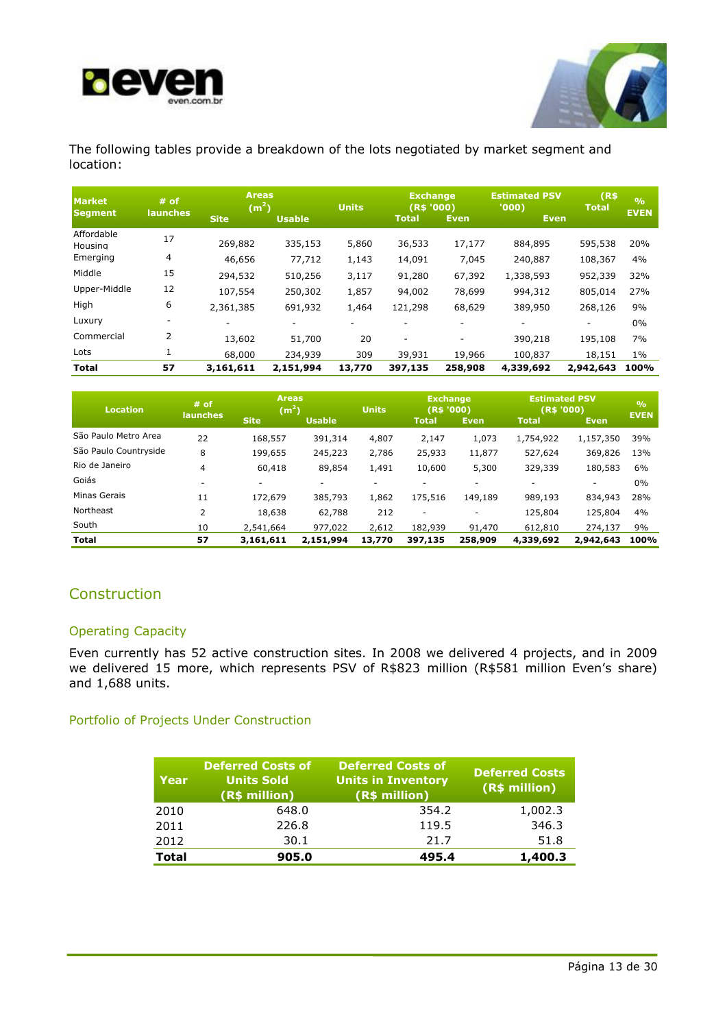The following tables provide a breakdown of the lots negotiated by market segment and location:

| Market Segment | # of launches | Areas (m²) | | Units | Exchange (R$ '000) | | Estimated PSV (R$ '000) | | % EVEN |
|---|---|---|---|---|---|---|---|---|---|
| | | Site | Usable | | Total | Even | Total | Even | |
| Affordable Housing | 17 | 269,882 | 335,153 | 5,860 | 36,533 | 17,177 | 884,895 | 595,538 | 20% |
| Emerging | 4 | 46,656 | 77,712 | 1,143 | 14,091 | 7,045 | 240,887 | 108,367 | 4% |
| Middle | 15 | 294,532 | 510,256 | 3,117 | 91,280 | 67,392 | 1,338,593 | 952,339 | 32% |
| Upper-Middle | 12 | 107,554 | 250,302 | 1,857 | 94,002 | 78,699 | 994,312 | 805,014 | 27% |
| High | 6 | 2,361,385 | 691,932 | 1,464 | 121,298 | 68,629 | 389,950 | 268,126 | 9% |
| Luxury | - | - | - | - | - | - | - | - | 0% |
| Commercial | 2 | 13,602 | 51,700 | 20 | - | - | 390,218 | 195,108 | 7% |
| Lots | 1 | 68,000 | 234,939 | 309 | 39,931 | 19,966 | 100,837 | 18,151 | 1% |
| **Total** | **57** | **3,161,611** | **2,151,994** | **13,770** | **397,135** | **258,908** | **4,339,692** | **2,942,643** | **100%** |

| Location | # of launches | Areas (m²) | | Units | Exchange (R$ '000) | | Estimated PSV (R$ '000) | | % EVEN |
|---|---|---|---|---|---|---|---|---|---|
| | | Site | Usable | | Total | Even | Total | Even | |
| São Paulo Metro Area | 22 | 168,557 | 391,314 | 4,807 | 2,147 | 1,073 | 1,754,922 | 1,157,350 | 39% |
| São Paulo Countryside | 8 | 199,655 | 245,223 | 2,786 | 25,933 | 11,877 | 527,624 | 369,826 | 13% |
| Rio de Janeiro | 4 | 60,418 | 89,854 | 1,491 | 10,600 | 5,300 | 329,339 | 180,583 | 6% |
| Goiás | - | - | - | - | - | - | - | - | 0% |
| Minas Gerais | 11 | 172,679 | 385,793 | 1,862 | 175,516 | 149,189 | 989,193 | 834,943 | 28% |
| Northeast | 2 | 18,638 | 62,788 | 212 | - | - | 125,804 | 125,804 | 4% |
| South | 10 | 2,541,664 | 977,022 | 2,612 | 182,939 | 91,470 | 612,810 | 274,137 | 9% |
| **Total** | **57** | **3,161,611** | **2,151,994** | **13,770** | **397,135** | **258,909** | **4,339,692** | **2,942,643** | **100%** |

## Construction

### Operating Capacity

Even currently has 52 active construction sites. In 2008 we delivered 4 projects, and in 2009 we delivered 15 more, which represents PSV of R$823 million (R$581 million Even's share) and 1,688 units.

### Portfolio of Projects Under Construction

| Year | Deferred Costs of Units Sold (R$ million) | Deferred Costs of Units in Inventory (R$ million) | Deferred Costs (R$ million) |
|---|---|---|---|
| 2010 | 648.0 | 354.2 | 1,002.3 |
| 2011 | 226.8 | 119.5 | 346.3 |
| 2012 | 30.1 | 21.7 | 51.8 |
| **Total** | **905.0** | **495.4** | **1,400.3** |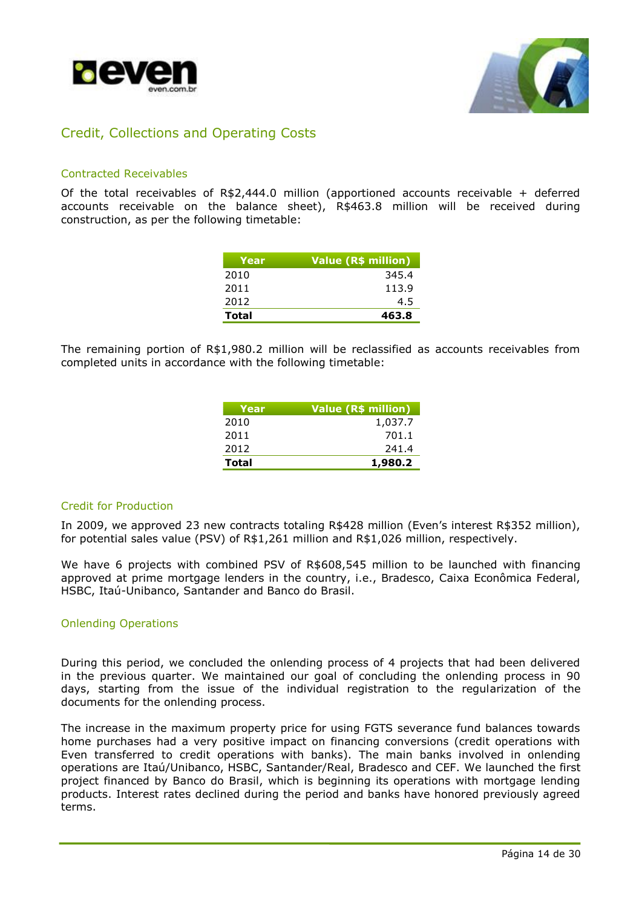## Credit, Collections and Operating Costs

### Contracted Receivables

Of the total receivables of R$2,444.0 million (apportioned accounts receivable + deferred accounts receivable on the balance sheet), R$463.8 million will be received during construction, as per the following timetable:

| Year | Value (R$ million) |
|---|---:|
| 2010 | 345.4 |
| 2011 | 113.9 |
| 2012 | 4.5 |
| **Total** | **463.8** |

The remaining portion of R$1,980.2 million will be reclassified as accounts receivables from completed units in accordance with the following timetable:

| Year | Value (R$ million) |
|---|---:|
| 2010 | 1,037.7 |
| 2011 | 701.1 |
| 2012 | 241.4 |
| **Total** | **1,980.2** |

### Credit for Production

In 2009, we approved 23 new contracts totaling R$428 million (Even's interest R$352 million), for potential sales value (PSV) of R$1,261 million and R$1,026 million, respectively.

We have 6 projects with combined PSV of R$608,545 million to be launched with financing approved at prime mortgage lenders in the country, i.e., Bradesco, Caixa Econômica Federal, HSBC, Itaú-Unibanco, Santander and Banco do Brasil.

### Onlending Operations

During this period, we concluded the onlending process of 4 projects that had been delivered in the previous quarter. We maintained our goal of concluding the onlending process in 90 days, starting from the issue of the individual registration to the regularization of the documents for the onlending process.

The increase in the maximum property price for using FGTS severance fund balances towards home purchases had a very positive impact on financing conversions (credit operations with Even transferred to credit operations with banks). The main banks involved in onlending operations are Itaú/Unibanco, HSBC, Santander/Real, Bradesco and CEF. We launched the first project financed by Banco do Brasil, which is beginning its operations with mortgage lending products. Interest rates declined during the period and banks have honored previously agreed terms.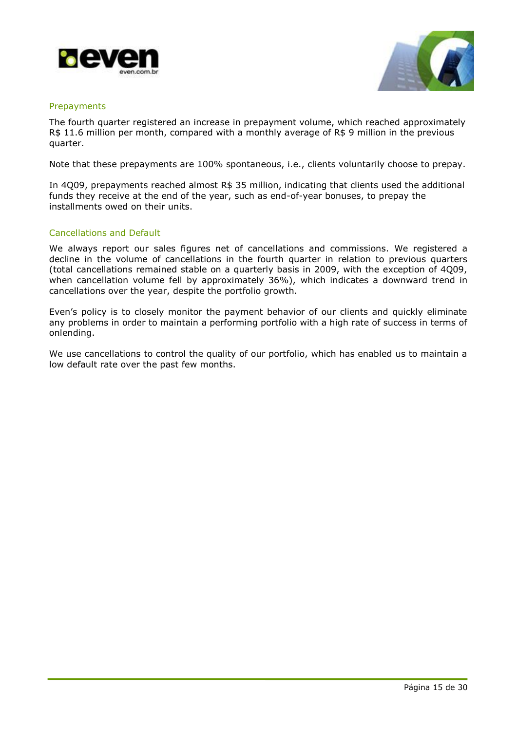## Prepayments

The fourth quarter registered an increase in prepayment volume, which reached approximately R$ 11.6 million per month, compared with a monthly average of R$ 9 million in the previous quarter.

Note that these prepayments are 100% spontaneous, i.e., clients voluntarily choose to prepay.

In 4Q09, prepayments reached almost R$ 35 million, indicating that clients used the additional funds they receive at the end of the year, such as end-of-year bonuses, to prepay the installments owed on their units.

## Cancellations and Default

We always report our sales figures net of cancellations and commissions. We registered a decline in the volume of cancellations in the fourth quarter in relation to previous quarters (total cancellations remained stable on a quarterly basis in 2009, with the exception of 4Q09, when cancellation volume fell by approximately 36%), which indicates a downward trend in cancellations over the year, despite the portfolio growth.

Even's policy is to closely monitor the payment behavior of our clients and quickly eliminate any problems in order to maintain a performing portfolio with a high rate of success in terms of onlending.

We use cancellations to control the quality of our portfolio, which has enabled us to maintain a low default rate over the past few months.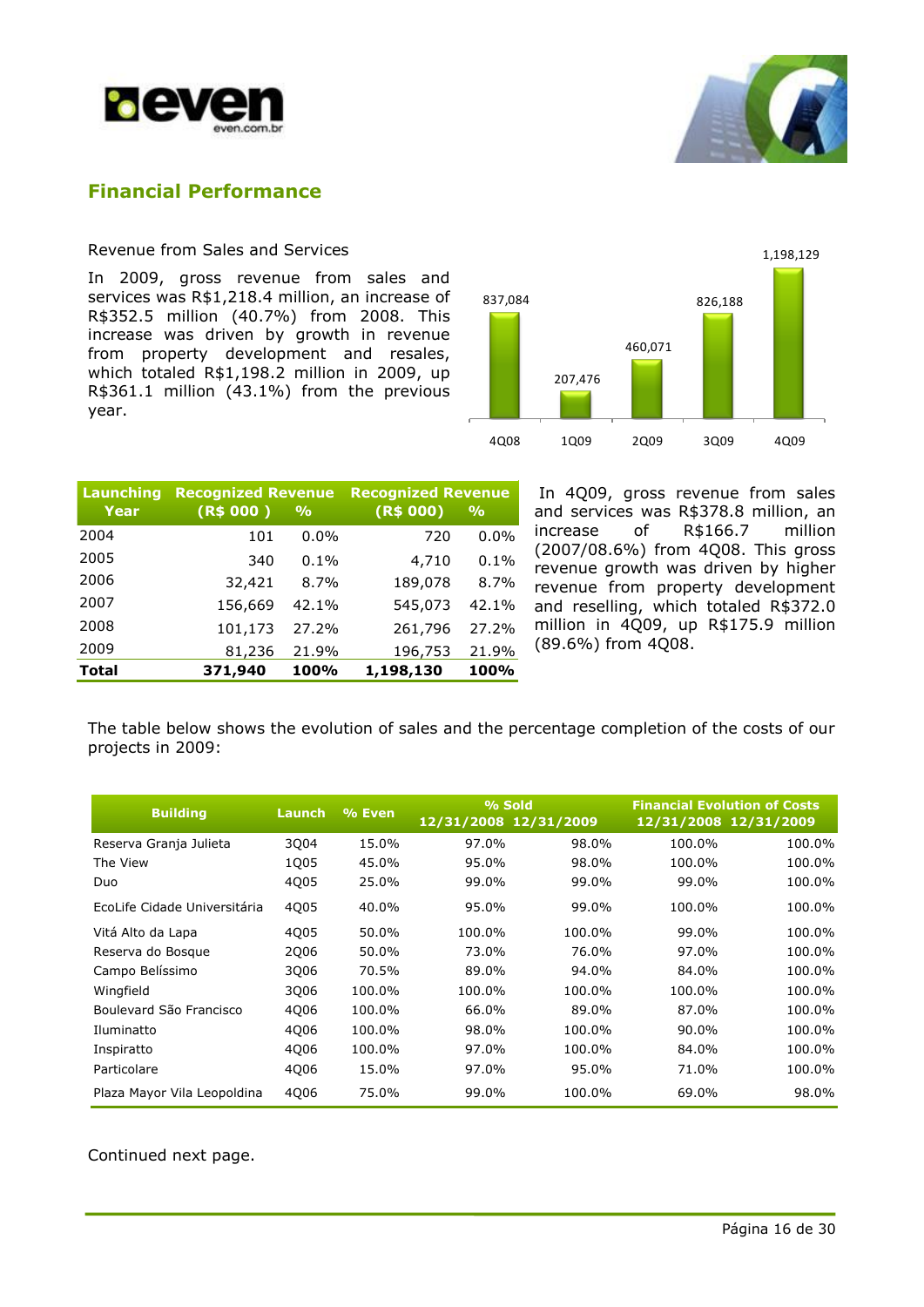## Financial Performance

Revenue from Sales and Services

In 2009, gross revenue from sales and services was R$1,218.4 million, an increase of R$352.5 million (40.7%) from 2008. This increase was driven by growth in revenue from property development and resales, which totaled R$1,198.2 million in 2009, up R$361.1 million (43.1%) from the previous year.

| 4Q08 | 1Q09 | 2Q09 | 3Q09 | 4Q09 |
|---|---|---|---|---|
| 837,084 | 207,476 | 460,071 | 826,188 | 1,198,129 |

| Launching Year | Recognized Revenue (R$ 000 ) | % | Recognized Revenue (R$ 000) | % |
|---|---|---|---|---|
| 2004 | 101 | 0.0% | 720 | 0.0% |
| 2005 | 340 | 0.1% | 4,710 | 0.1% |
| 2006 | 32,421 | 8.7% | 189,078 | 8.7% |
| 2007 | 156,669 | 42.1% | 545,073 | 42.1% |
| 2008 | 101,173 | 27.2% | 261,796 | 27.2% |
| 2009 | 81,236 | 21.9% | 196,753 | 21.9% |
| **Total** | **371,940** | **100%** | **1,198,130** | **100%** |

In 4Q09, gross revenue from sales and services was R$378.8 million, an increase of R$166.7 million (2007/08.6%) from 4Q08. This gross revenue growth was driven by higher revenue from property development and reselling, which totaled R$372.0 million in 4Q09, up R$175.9 million (89.6%) from 4Q08.

The table below shows the evolution of sales and the percentage completion of the costs of our projects in 2009:

| Building | Launch | % Even | % Sold 12/31/2008 | % Sold 12/31/2009 | Financial Evolution of Costs 12/31/2008 | Financial Evolution of Costs 12/31/2009 |
|---|---|---|---|---|---|---|
| Reserva Granja Julieta | 3Q04 | 15.0% | 97.0% | 98.0% | 100.0% | 100.0% |
| The View | 1Q05 | 45.0% | 95.0% | 98.0% | 100.0% | 100.0% |
| Duo | 4Q05 | 25.0% | 99.0% | 99.0% | 99.0% | 100.0% |
| EcoLife Cidade Universitária | 4Q05 | 40.0% | 95.0% | 99.0% | 100.0% | 100.0% |
| Vitá Alto da Lapa | 4Q05 | 50.0% | 100.0% | 100.0% | 99.0% | 100.0% |
| Reserva do Bosque | 2Q06 | 50.0% | 73.0% | 76.0% | 97.0% | 100.0% |
| Campo Belíssimo | 3Q06 | 70.5% | 89.0% | 94.0% | 84.0% | 100.0% |
| Wingfield | 3Q06 | 100.0% | 100.0% | 100.0% | 100.0% | 100.0% |
| Boulevard São Francisco | 4Q06 | 100.0% | 66.0% | 89.0% | 87.0% | 100.0% |
| Iluminatto | 4Q06 | 100.0% | 98.0% | 100.0% | 90.0% | 100.0% |
| Inspiratto | 4Q06 | 100.0% | 97.0% | 100.0% | 84.0% | 100.0% |
| Particolare | 4Q06 | 15.0% | 97.0% | 95.0% | 71.0% | 100.0% |
| Plaza Mayor Vila Leopoldina | 4Q06 | 75.0% | 99.0% | 100.0% | 69.0% | 98.0% |

Continued next page.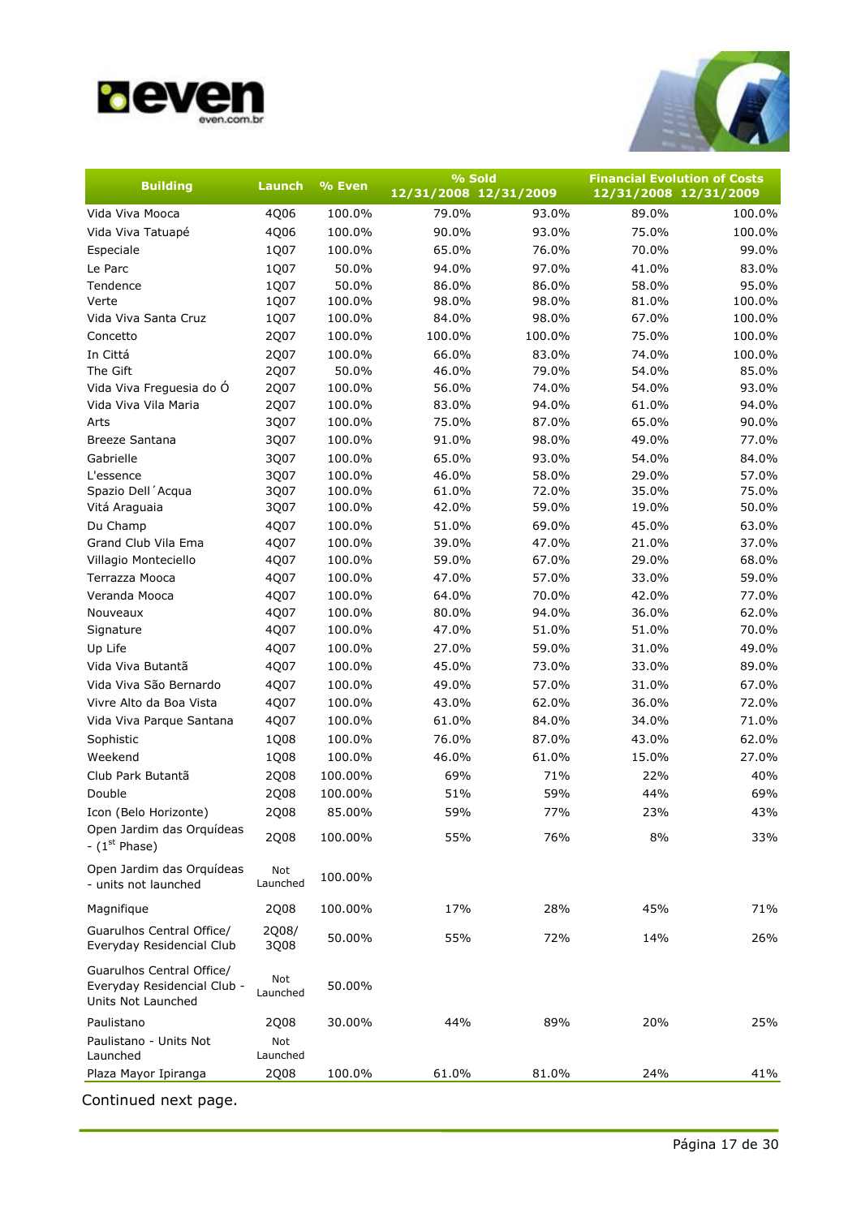| Building | Launch | % Even | % Sold | | Financial Evolution of Costs | |
|---|---|---|---|---|---|---|
| | | | 12/31/2008 | 12/31/2009 | 12/31/2008 | 12/31/2009 |
| Vida Viva Mooca | 4Q06 | 100.0% | 79.0% | 93.0% | 89.0% | 100.0% |
| Vida Viva Tatuapé | 4Q06 | 100.0% | 90.0% | 93.0% | 75.0% | 100.0% |
| Especiale | 1Q07 | 100.0% | 65.0% | 76.0% | 70.0% | 99.0% |
| Le Parc | 1Q07 | 50.0% | 94.0% | 97.0% | 41.0% | 83.0% |
| Tendence | 1Q07 | 50.0% | 86.0% | 86.0% | 58.0% | 95.0% |
| Verte | 1Q07 | 100.0% | 98.0% | 98.0% | 81.0% | 100.0% |
| Vida Viva Santa Cruz | 1Q07 | 100.0% | 84.0% | 98.0% | 67.0% | 100.0% |
| Concetto | 2Q07 | 100.0% | 100.0% | 100.0% | 75.0% | 100.0% |
| In Città | 2Q07 | 100.0% | 66.0% | 83.0% | 74.0% | 100.0% |
| The Gift | 2Q07 | 50.0% | 46.0% | 79.0% | 54.0% | 85.0% |
| Vida Viva Freguesia do Ó | 2Q07 | 100.0% | 56.0% | 74.0% | 54.0% | 93.0% |
| Vida Viva Vila Maria | 2Q07 | 100.0% | 83.0% | 94.0% | 61.0% | 94.0% |
| Arts | 3Q07 | 100.0% | 75.0% | 87.0% | 65.0% | 90.0% |
| Breeze Santana | 3Q07 | 100.0% | 91.0% | 98.0% | 49.0% | 77.0% |
| Gabrielle | 3Q07 | 100.0% | 65.0% | 93.0% | 54.0% | 84.0% |
| L'essence | 3Q07 | 100.0% | 46.0% | 58.0% | 29.0% | 57.0% |
| Spazio Dell´Acqua | 3Q07 | 100.0% | 61.0% | 72.0% | 35.0% | 75.0% |
| Vitá Araguaia | 3Q07 | 100.0% | 42.0% | 59.0% | 19.0% | 50.0% |
| Du Champ | 4Q07 | 100.0% | 51.0% | 69.0% | 45.0% | 63.0% |
| Grand Club Vila Ema | 4Q07 | 100.0% | 39.0% | 47.0% | 21.0% | 37.0% |
| Villagio Monteciello | 4Q07 | 100.0% | 59.0% | 67.0% | 29.0% | 68.0% |
| Terrazza Mooca | 4Q07 | 100.0% | 47.0% | 57.0% | 33.0% | 59.0% |
| Veranda Mooca | 4Q07 | 100.0% | 64.0% | 70.0% | 42.0% | 77.0% |
| Nouveaux | 4Q07 | 100.0% | 80.0% | 94.0% | 36.0% | 62.0% |
| Signature | 4Q07 | 100.0% | 47.0% | 51.0% | 51.0% | 70.0% |
| Up Life | 4Q07 | 100.0% | 27.0% | 59.0% | 31.0% | 49.0% |
| Vida Viva Butantã | 4Q07 | 100.0% | 45.0% | 73.0% | 33.0% | 89.0% |
| Vida Viva São Bernardo | 4Q07 | 100.0% | 49.0% | 57.0% | 31.0% | 67.0% |
| Vivre Alto da Boa Vista | 4Q07 | 100.0% | 43.0% | 62.0% | 36.0% | 72.0% |
| Vida Viva Parque Santana | 4Q07 | 100.0% | 61.0% | 84.0% | 34.0% | 71.0% |
| Sophistic | 1Q08 | 100.0% | 76.0% | 87.0% | 43.0% | 62.0% |
| Weekend | 1Q08 | 100.0% | 46.0% | 61.0% | 15.0% | 27.0% |
| Club Park Butantã | 2Q08 | 100.00% | 69% | 71% | 22% | 40% |
| Double | 2Q08 | 100.00% | 51% | 59% | 44% | 69% |
| Icon (Belo Horizonte) | 2Q08 | 85.00% | 59% | 77% | 23% | 43% |
| Open Jardim das Orquídeas - (1st Phase) | 2Q08 | 100.00% | 55% | 76% | 8% | 33% |
| Open Jardim das Orquídeas - units not launched | Not Launched | 100.00% | | | | |
| Magnifique | 2Q08 | 100.00% | 17% | 28% | 45% | 71% |
| Guarulhos Central Office/ Everyday Residencial Club | 2Q08/ 3Q08 | 50.00% | 55% | 72% | 14% | 26% |
| Guarulhos Central Office/ Everyday Residencial Club - Units Not Launched | Not Launched | 50.00% | | | | |
| Paulistano | 2Q08 | 30.00% | 44% | 89% | 20% | 25% |
| Paulistano - Units Not Launched | Not Launched | | | | | |
| Plaza Mayor Ipiranga | 2Q08 | 100.0% | 61.0% | 81.0% | 24% | 41% |

Continued next page.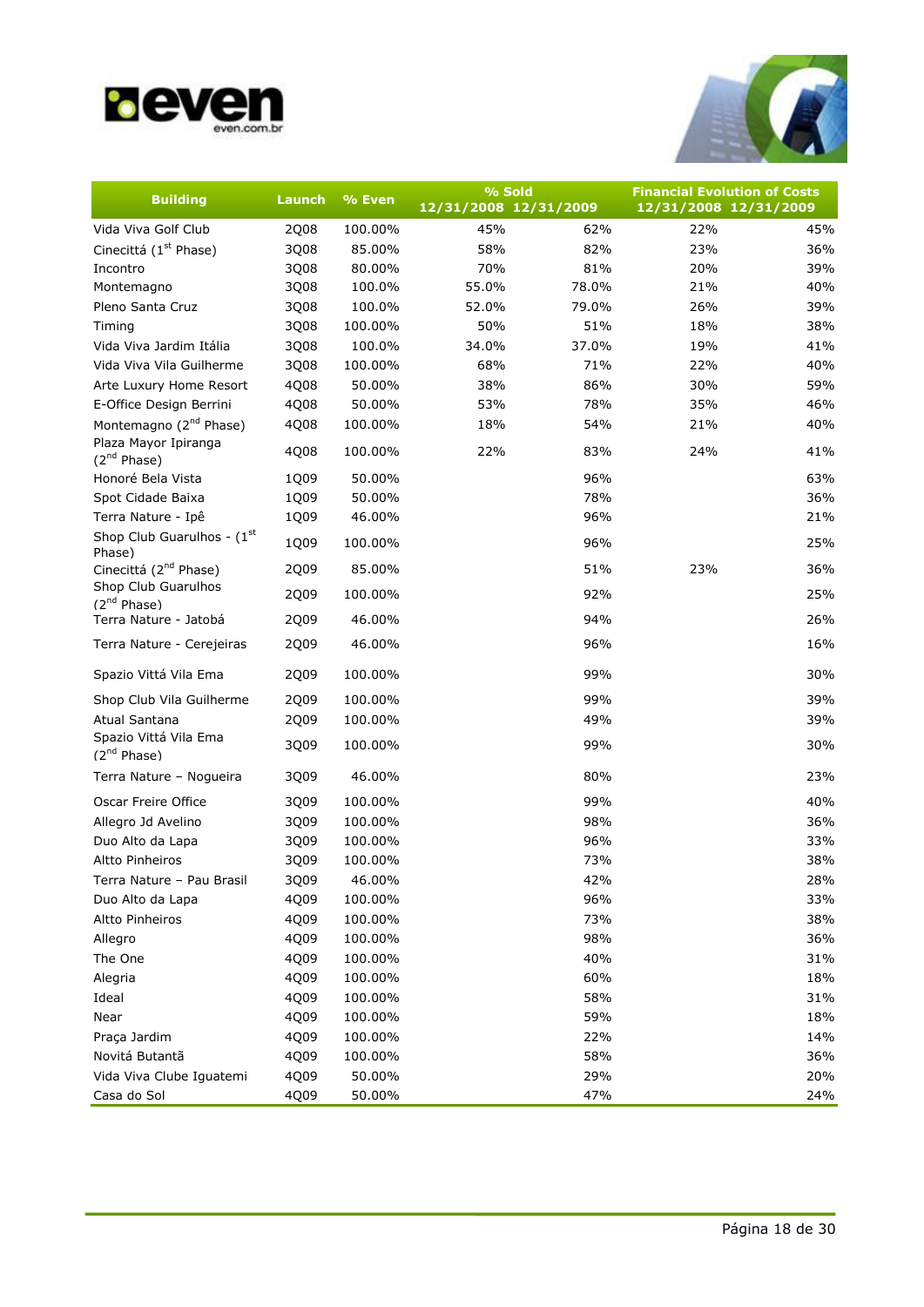| Building | Launch | % Even | % Sold | | Financial Evolution of Costs | |
|---|---|---|---|---|---|---|
| | | | 12/31/2008 | 12/31/2009 | 12/31/2008 | 12/31/2009 |
| Vida Viva Golf Club | 2Q08 | 100.00% | 45% | 62% | 22% | 45% |
| Cinecittá (1st Phase) | 3Q08 | 85.00% | 58% | 82% | 23% | 36% |
| Incontro | 3Q08 | 80.00% | 70% | 81% | 20% | 39% |
| Montemagno | 3Q08 | 100.0% | 55.0% | 78.0% | 21% | 40% |
| Pleno Santa Cruz | 3Q08 | 100.0% | 52.0% | 79.0% | 26% | 39% |
| Timing | 3Q08 | 100.00% | 50% | 51% | 18% | 38% |
| Vida Viva Jardim Itália | 3Q08 | 100.0% | 34.0% | 37.0% | 19% | 41% |
| Vida Viva Vila Guilherme | 3Q08 | 100.00% | 68% | 71% | 22% | 40% |
| Arte Luxury Home Resort | 4Q08 | 50.00% | 38% | 86% | 30% | 59% |
| E-Office Design Berrini | 4Q08 | 50.00% | 53% | 78% | 35% | 46% |
| Montemagno (2nd Phase) | 4Q08 | 100.00% | 18% | 54% | 21% | 40% |
| Plaza Mayor Ipiranga (2nd Phase) | 4Q08 | 100.00% | 22% | 83% | 24% | 41% |
| Honoré Bela Vista | 1Q09 | 50.00% | | 96% | | 63% |
| Spot Cidade Baixa | 1Q09 | 50.00% | | 78% | | 36% |
| Terra Nature - Ipê | 1Q09 | 46.00% | | 96% | | 21% |
| Shop Club Guarulhos - (1st Phase) | 1Q09 | 100.00% | | 96% | | 25% |
| Cinecittá (2nd Phase) | 2Q09 | 85.00% | | 51% | 23% | 36% |
| Shop Club Guarulhos (2nd Phase) | 2Q09 | 100.00% | | 92% | | 25% |
| Terra Nature - Jatobá | 2Q09 | 46.00% | | 94% | | 26% |
| Terra Nature - Cerejeiras | 2Q09 | 46.00% | | 96% | | 16% |
| Spazio Vittá Vila Ema | 2Q09 | 100.00% | | 99% | | 30% |
| Shop Club Vila Guilherme | 2Q09 | 100.00% | | 99% | | 39% |
| Atual Santana | 2Q09 | 100.00% | | 49% | | 39% |
| Spazio Vittá Vila Ema (2nd Phase) | 3Q09 | 100.00% | | 99% | | 30% |
| Terra Nature – Nogueira | 3Q09 | 46.00% | | 80% | | 23% |
| Oscar Freire Office | 3Q09 | 100.00% | | 99% | | 40% |
| Allegro Jd Avelino | 3Q09 | 100.00% | | 98% | | 36% |
| Duo Alto da Lapa | 3Q09 | 100.00% | | 96% | | 33% |
| Altto Pinheiros | 3Q09 | 100.00% | | 73% | | 38% |
| Terra Nature – Pau Brasil | 3Q09 | 46.00% | | 42% | | 28% |
| Duo Alto da Lapa | 4Q09 | 100.00% | | 96% | | 33% |
| Altto Pinheiros | 4Q09 | 100.00% | | 73% | | 38% |
| Allegro | 4Q09 | 100.00% | | 98% | | 36% |
| The One | 4Q09 | 100.00% | | 40% | | 31% |
| Alegria | 4Q09 | 100.00% | | 60% | | 18% |
| Ideal | 4Q09 | 100.00% | | 58% | | 31% |
| Near | 4Q09 | 100.00% | | 59% | | 18% |
| Praça Jardim | 4Q09 | 100.00% | | 22% | | 14% |
| Novitá Butantã | 4Q09 | 100.00% | | 58% | | 36% |
| Vida Viva Clube Iguatemi | 4Q09 | 50.00% | | 29% | | 20% |
| Casa do Sol | 4Q09 | 50.00% | | 47% | | 24% |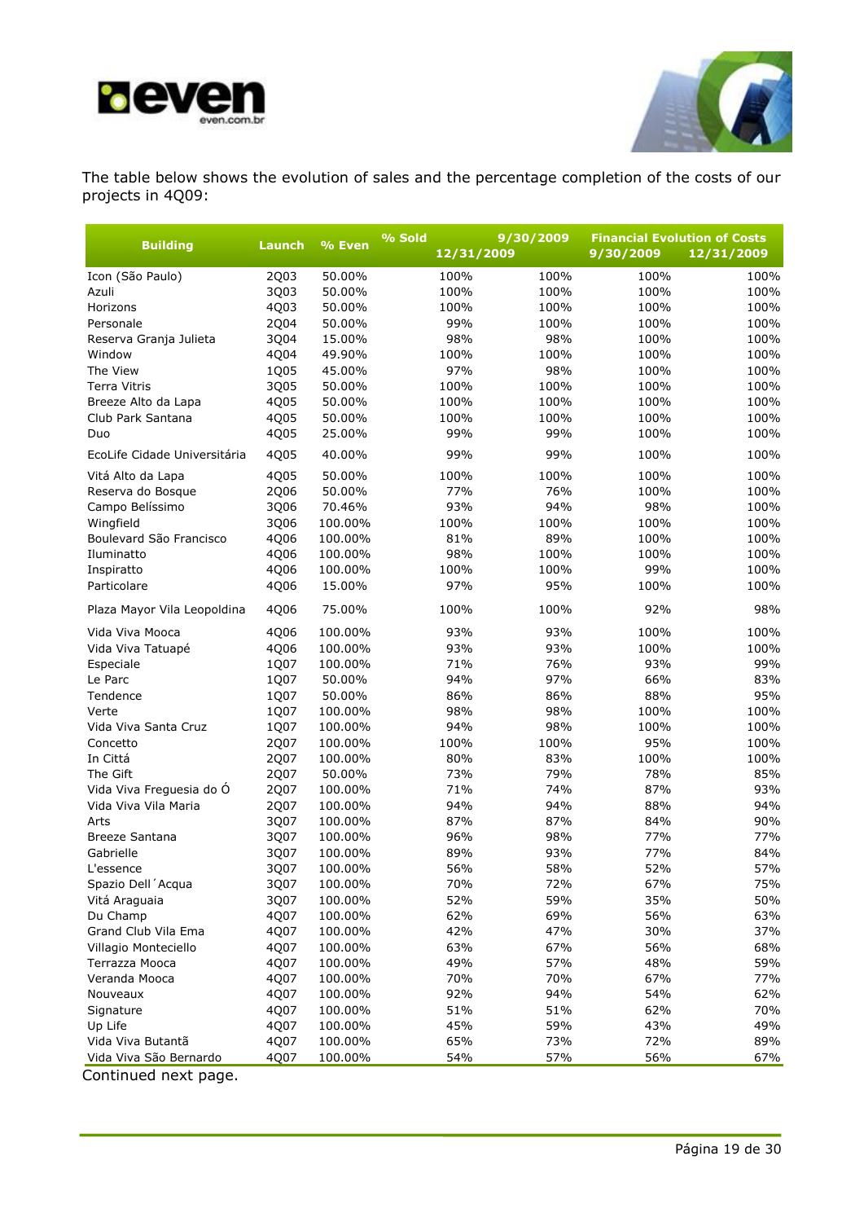The table below shows the evolution of sales and the percentage completion of the costs of our projects in 4Q09:

| Building | Launch | % Even | % Sold | 9/30/2009 | Financial Evolution of Costs | |
|---|---|---|---|---|---|---|
| | | | 12/31/2009 | | 9/30/2009 | 12/31/2009 |
| Icon (São Paulo) | 2Q03 | 50.00% | 100% | 100% | 100% | 100% |
| Azuli | 3Q03 | 50.00% | 100% | 100% | 100% | 100% |
| Horizons | 4Q03 | 50.00% | 100% | 100% | 100% | 100% |
| Personale | 2Q04 | 50.00% | 99% | 100% | 100% | 100% |
| Reserva Granja Julieta | 3Q04 | 15.00% | 98% | 98% | 100% | 100% |
| Window | 4Q04 | 49.90% | 100% | 100% | 100% | 100% |
| The View | 1Q05 | 45.00% | 97% | 98% | 100% | 100% |
| Terra Vitris | 3Q05 | 50.00% | 100% | 100% | 100% | 100% |
| Breeze Alto da Lapa | 4Q05 | 50.00% | 100% | 100% | 100% | 100% |
| Club Park Santana | 4Q05 | 50.00% | 100% | 100% | 100% | 100% |
| Duo | 4Q05 | 25.00% | 99% | 99% | 100% | 100% |
| EcoLife Cidade Universitária | 4Q05 | 40.00% | 99% | 99% | 100% | 100% |
| Vitá Alto da Lapa | 4Q05 | 50.00% | 100% | 100% | 100% | 100% |
| Reserva do Bosque | 2Q06 | 50.00% | 77% | 76% | 100% | 100% |
| Campo Belíssimo | 3Q06 | 70.46% | 93% | 94% | 98% | 100% |
| Wingfield | 3Q06 | 100.00% | 100% | 100% | 100% | 100% |
| Boulevard São Francisco | 4Q06 | 100.00% | 81% | 89% | 100% | 100% |
| Iluminatto | 4Q06 | 100.00% | 98% | 100% | 100% | 100% |
| Inspiratto | 4Q06 | 100.00% | 100% | 100% | 99% | 100% |
| Particolare | 4Q06 | 15.00% | 97% | 95% | 100% | 100% |
| Plaza Mayor Vila Leopoldina | 4Q06 | 75.00% | 100% | 100% | 92% | 98% |
| Vida Viva Mooca | 4Q06 | 100.00% | 93% | 93% | 100% | 100% |
| Vida Viva Tatuapé | 4Q06 | 100.00% | 93% | 93% | 100% | 100% |
| Especiale | 1Q07 | 100.00% | 71% | 76% | 93% | 99% |
| Le Parc | 1Q07 | 50.00% | 94% | 97% | 66% | 83% |
| Tendence | 1Q07 | 50.00% | 86% | 86% | 88% | 95% |
| Verte | 1Q07 | 100.00% | 98% | 98% | 100% | 100% |
| Vida Viva Santa Cruz | 1Q07 | 100.00% | 94% | 98% | 100% | 100% |
| Concetto | 2Q07 | 100.00% | 100% | 100% | 95% | 100% |
| In Cittá | 2Q07 | 100.00% | 80% | 83% | 100% | 100% |
| The Gift | 2Q07 | 50.00% | 73% | 79% | 78% | 85% |
| Vida Viva Freguesia do Ó | 2Q07 | 100.00% | 71% | 74% | 87% | 93% |
| Vida Viva Vila Maria | 2Q07 | 100.00% | 94% | 94% | 88% | 94% |
| Arts | 3Q07 | 100.00% | 87% | 87% | 84% | 90% |
| Breeze Santana | 3Q07 | 100.00% | 96% | 98% | 77% | 77% |
| Gabrielle | 3Q07 | 100.00% | 89% | 93% | 77% | 84% |
| L'essence | 3Q07 | 100.00% | 56% | 58% | 52% | 57% |
| Spazio Dell´Acqua | 3Q07 | 100.00% | 70% | 72% | 67% | 75% |
| Vitá Araguaia | 3Q07 | 100.00% | 52% | 59% | 35% | 50% |
| Du Champ | 4Q07 | 100.00% | 62% | 69% | 56% | 63% |
| Grand Club Vila Ema | 4Q07 | 100.00% | 42% | 47% | 30% | 37% |
| Villagio Monteciello | 4Q07 | 100.00% | 63% | 67% | 56% | 68% |
| Terrazza Mooca | 4Q07 | 100.00% | 49% | 57% | 48% | 59% |
| Veranda Mooca | 4Q07 | 100.00% | 70% | 70% | 67% | 77% |
| Nouveaux | 4Q07 | 100.00% | 92% | 94% | 54% | 62% |
| Signature | 4Q07 | 100.00% | 51% | 51% | 62% | 70% |
| Up Life | 4Q07 | 100.00% | 45% | 59% | 43% | 49% |
| Vida Viva Butantã | 4Q07 | 100.00% | 65% | 73% | 72% | 89% |
| Vida Viva São Bernardo | 4Q07 | 100.00% | 54% | 57% | 56% | 67% |

Continued next page.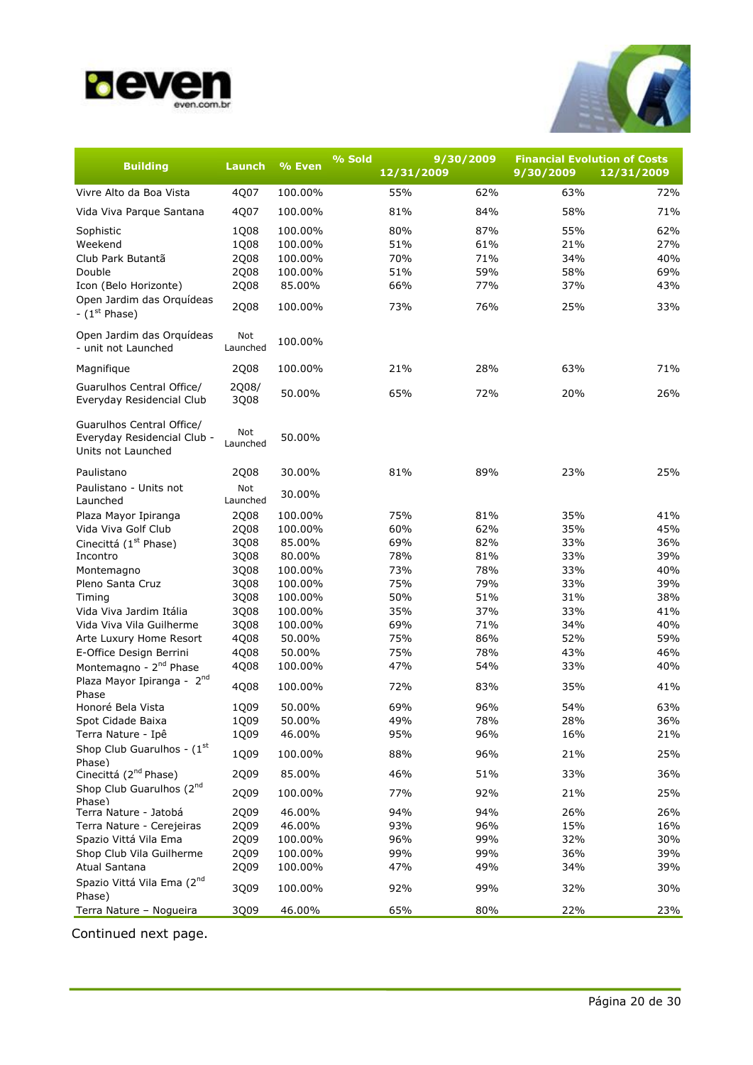| Building | Launch | % Even | % Sold | | Financial Evolution of Costs | |
|---|---|---|---|---|---|---|
| | | | 12/31/2009 | 9/30/2009 | 9/30/2009 | 12/31/2009 |
| Vivre Alto da Boa Vista | 4Q07 | 100.00% | 55% | 62% | 63% | 72% |
| Vida Viva Parque Santana | 4Q07 | 100.00% | 81% | 84% | 58% | 71% |
| Sophistic | 1Q08 | 100.00% | 80% | 87% | 55% | 62% |
| Weekend | 1Q08 | 100.00% | 51% | 61% | 21% | 27% |
| Club Park Butantã | 2Q08 | 100.00% | 70% | 71% | 34% | 40% |
| Double | 2Q08 | 100.00% | 51% | 59% | 58% | 69% |
| Icon (Belo Horizonte) | 2Q08 | 85.00% | 66% | 77% | 37% | 43% |
| Open Jardim das Orquídeas - (1st Phase) | 2Q08 | 100.00% | 73% | 76% | 25% | 33% |
| Open Jardim das Orquídeas - unit not Launched | Not Launched | 100.00% | | | | |
| Magnifique | 2Q08 | 100.00% | 21% | 28% | 63% | 71% |
| Guarulhos Central Office/ Everyday Residencial Club | 2Q08/ 3Q08 | 50.00% | 65% | 72% | 20% | 26% |
| Guarulhos Central Office/ Everyday Residencial Club - Units not Launched | Not Launched | 50.00% | | | | |
| Paulistano | 2Q08 | 30.00% | 81% | 89% | 23% | 25% |
| Paulistano - Units not Launched | Not Launched | 30.00% | | | | |
| Plaza Mayor Ipiranga | 2Q08 | 100.00% | 75% | 81% | 35% | 41% |
| Vida Viva Golf Club | 2Q08 | 100.00% | 60% | 62% | 35% | 45% |
| Cinecittá (1st Phase) | 3Q08 | 85.00% | 69% | 82% | 33% | 36% |
| Incontro | 3Q08 | 80.00% | 78% | 81% | 33% | 39% |
| Montemagno | 3Q08 | 100.00% | 73% | 78% | 33% | 40% |
| Pleno Santa Cruz | 3Q08 | 100.00% | 75% | 79% | 33% | 39% |
| Timing | 3Q08 | 100.00% | 50% | 51% | 31% | 38% |
| Vida Viva Jardim Itália | 3Q08 | 100.00% | 35% | 37% | 33% | 41% |
| Vida Viva Vila Guilherme | 3Q08 | 100.00% | 69% | 71% | 34% | 40% |
| Arte Luxury Home Resort | 4Q08 | 50.00% | 75% | 86% | 52% | 59% |
| E-Office Design Berrini | 4Q08 | 50.00% | 75% | 78% | 43% | 46% |
| Montemagno - 2nd Phase | 4Q08 | 100.00% | 47% | 54% | 33% | 40% |
| Plaza Mayor Ipiranga - 2nd Phase | 4Q08 | 100.00% | 72% | 83% | 35% | 41% |
| Honoré Bela Vista | 1Q09 | 50.00% | 69% | 96% | 54% | 63% |
| Spot Cidade Baixa | 1Q09 | 50.00% | 49% | 78% | 28% | 36% |
| Terra Nature - Ipê | 1Q09 | 46.00% | 95% | 96% | 16% | 21% |
| Shop Club Guarulhos - (1st Phase) | 1Q09 | 100.00% | 88% | 96% | 21% | 25% |
| Cinecittá (2nd Phase) | 2Q09 | 85.00% | 46% | 51% | 33% | 36% |
| Shop Club Guarulhos (2nd Phase) | 2Q09 | 100.00% | 77% | 92% | 21% | 25% |
| Terra Nature - Jatobá | 2Q09 | 46.00% | 94% | 94% | 26% | 26% |
| Terra Nature - Cerejeiras | 2Q09 | 46.00% | 93% | 96% | 15% | 16% |
| Spazio Vittá Vila Ema | 2Q09 | 100.00% | 96% | 99% | 32% | 30% |
| Shop Club Vila Guilherme | 2Q09 | 100.00% | 99% | 99% | 36% | 39% |
| Atual Santana | 2Q09 | 100.00% | 47% | 49% | 34% | 39% |
| Spazio Vittá Vila Ema (2nd Phase) | 3Q09 | 100.00% | 92% | 99% | 32% | 30% |
| Terra Nature – Nogueira | 3Q09 | 46.00% | 65% | 80% | 22% | 23% |

Continued next page.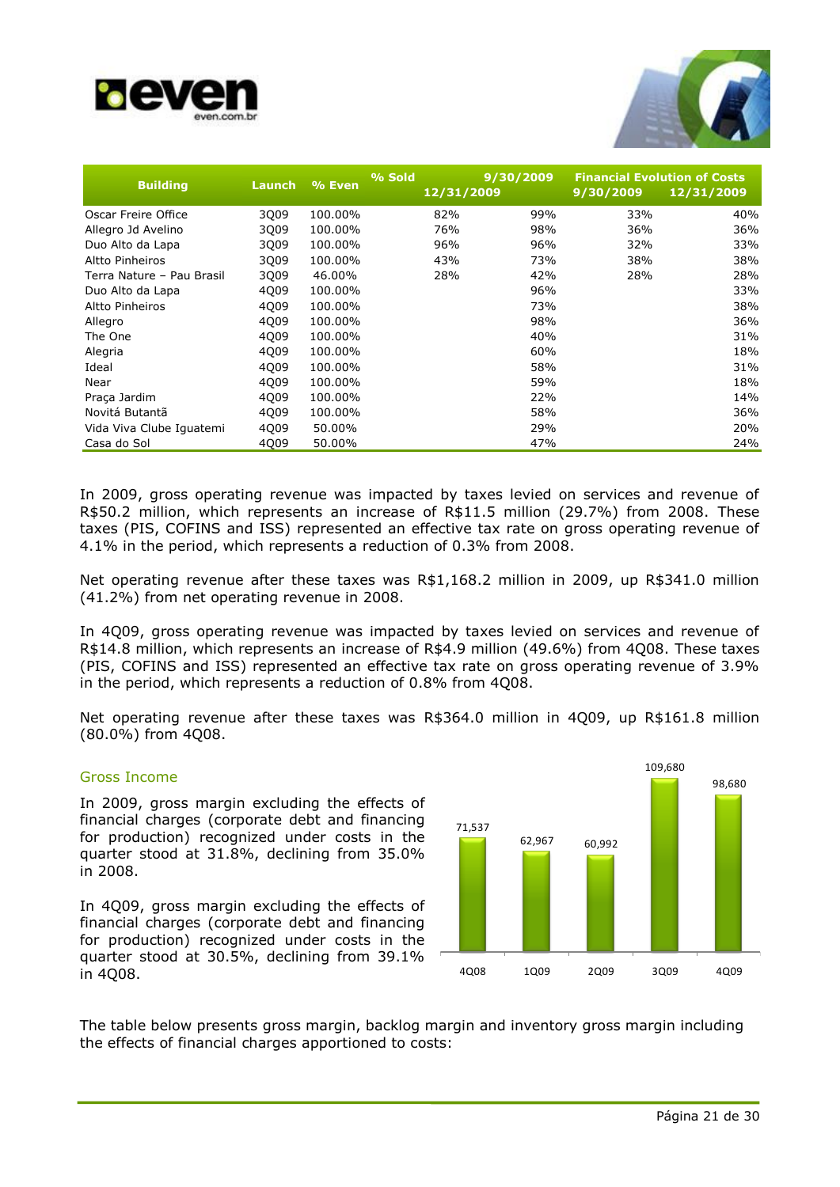| Building | Launch | % Even | % Sold | | Financial Evolution of Costs | |
|---|---|---|---|---|---|---|
| | | | 9/30/2009 | 12/31/2009 | 9/30/2009 | 12/31/2009 |
| Oscar Freire Office | 3Q09 | 100.00% | 82% | 99% | 33% | 40% |
| Allegro Jd Avelino | 3Q09 | 100.00% | 76% | 98% | 36% | 36% |
| Duo Alto da Lapa | 3Q09 | 100.00% | 96% | 96% | 32% | 33% |
| Altto Pinheiros | 3Q09 | 100.00% | 43% | 73% | 38% | 38% |
| Terra Nature – Pau Brasil | 3Q09 | 46.00% | 28% | 42% | 28% | 28% |
| Duo Alto da Lapa | 4Q09 | 100.00% | | 96% | | 33% |
| Altto Pinheiros | 4Q09 | 100.00% | | 73% | | 38% |
| Allegro | 4Q09 | 100.00% | | 98% | | 36% |
| The One | 4Q09 | 100.00% | | 40% | | 31% |
| Alegria | 4Q09 | 100.00% | | 60% | | 18% |
| Ideal | 4Q09 | 100.00% | | 58% | | 31% |
| Near | 4Q09 | 100.00% | | 59% | | 18% |
| Praça Jardim | 4Q09 | 100.00% | | 22% | | 14% |
| Novitá Butantã | 4Q09 | 100.00% | | 58% | | 36% |
| Vida Viva Clube Iguatemi | 4Q09 | 50.00% | | 29% | | 20% |
| Casa do Sol | 4Q09 | 50.00% | | 47% | | 24% |

In 2009, gross operating revenue was impacted by taxes levied on services and revenue of R$50.2 million, which represents an increase of R$11.5 million (29.7%) from 2008. These taxes (PIS, COFINS and ISS) represented an effective tax rate on gross operating revenue of 4.1% in the period, which represents a reduction of 0.3% from 2008.

Net operating revenue after these taxes was R$1,168.2 million in 2009, up R$341.0 million (41.2%) from net operating revenue in 2008.

In 4Q09, gross operating revenue was impacted by taxes levied on services and revenue of R$14.8 million, which represents an increase of R$4.9 million (49.6%) from 4Q08. These taxes (PIS, COFINS and ISS) represented an effective tax rate on gross operating revenue of 3.9% in the period, which represents a reduction of 0.8% from 4Q08.

Net operating revenue after these taxes was R$364.0 million in 4Q09, up R$161.8 million (80.0%) from 4Q08.

## Gross Income

In 2009, gross margin excluding the effects of financial charges (corporate debt and financing for production) recognized under costs in the quarter stood at 31.8%, declining from 35.0% in 2008.

In 4Q09, gross margin excluding the effects of financial charges (corporate debt and financing for production) recognized under costs in the quarter stood at 30.5%, declining from 39.1% in 4Q08.

| 4Q08 | 1Q09 | 2Q09 | 3Q09 | 4Q09 |
|---|---|---|---|---|
| 71,537 | 62,967 | 60,992 | 109,680 | 98,680 |

The table below presents gross margin, backlog margin and inventory gross margin including the effects of financial charges apportioned to costs: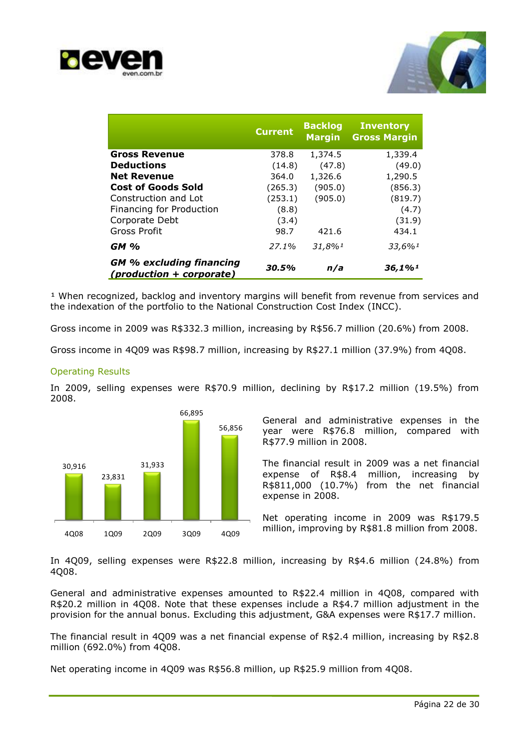| | Current | Backlog Margin | Inventory Gross Margin |
|---|---|---|---|
| **Gross Revenue** | 378.8 | 1,374.5 | 1,339.4 |
| **Deductions** | (14.8) | (47.8) | (49.0) |
| **Net Revenue** | 364.0 | 1,326.6 | 1,290.5 |
| **Cost of Goods Sold** | (265.3) | (905.0) | (856.3) |
| Construction and Lot | (253.1) | (905.0) | (819.7) |
| Financing for Production | (8.8) | | (4.7) |
| Corporate Debt | (3.4) | | (31.9) |
| Gross Profit | 98.7 | 421.6 | 434.1 |
| ***GM %*** | *27.1%* | *31,8%*[1] | *33,6%*[1] |
| ***GM % excluding financing (production + corporate)*** | ***30.5%*** | ***n/a*** | ***36,1%***[1] |

[1] When recognized, backlog and inventory margins will benefit from revenue from services and the indexation of the portfolio to the National Construction Cost Index (INCC).

Gross income in 2009 was R$332.3 million, increasing by R$56.7 million (20.6%) from 2008.

Gross income in 4Q09 was R$98.7 million, increasing by R$27.1 million (37.9%) from 4Q08.

### Operating Results

In 2009, selling expenses were R$70.9 million, declining by R$17.2 million (19.5%) from 2008.

| 4Q08 | 1Q09 | 2Q09 | 3Q09 | 4Q09 |
|---|---|---|---|---|
| 30,916 | 23,831 | 31,933 | 66,895 | 56,856 |

General and administrative expenses in the year were R$76.8 million, compared with R$77.9 million in 2008.

The financial result in 2009 was a net financial expense of R$8.4 million, increasing by R$811,000 (10.7%) from the net financial expense in 2008.

Net operating income in 2009 was R$179.5 million, improving by R$81.8 million from 2008.

In 4Q09, selling expenses were R$22.8 million, increasing by R$4.6 million (24.8%) from 4Q08.

General and administrative expenses amounted to R$22.4 million in 4Q08, compared with R$20.2 million in 4Q08. Note that these expenses include a R$4.7 million adjustment in the provision for the annual bonus. Excluding this adjustment, G&A expenses were R$17.7 million.

The financial result in 4Q09 was a net financial expense of R$2.4 million, increasing by R$2.8 million (692.0%) from 4Q08.

Net operating income in 4Q09 was R$56.8 million, up R$25.9 million from 4Q08.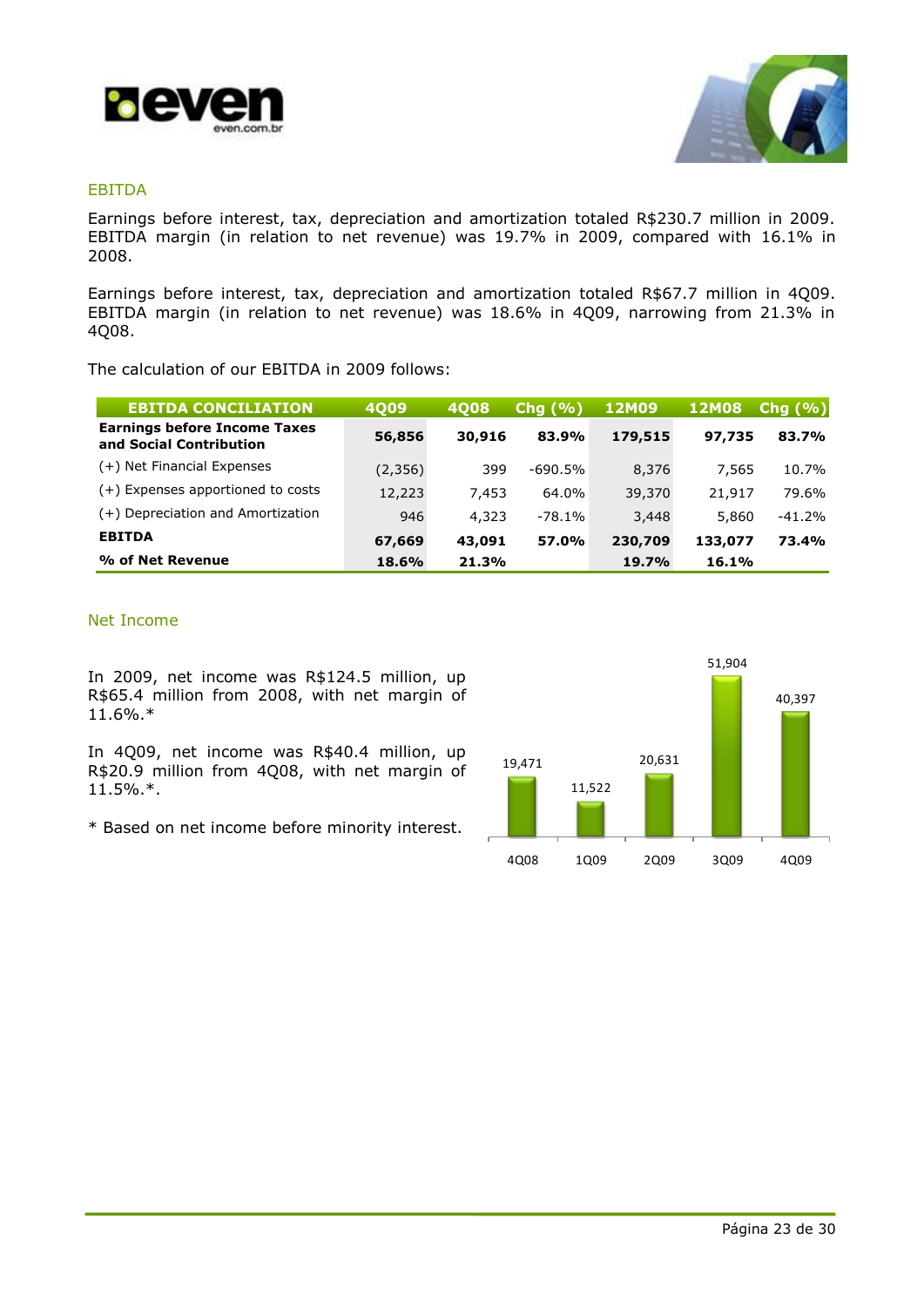## EBITDA

Earnings before interest, tax, depreciation and amortization totaled R$230.7 million in 2009. EBITDA margin (in relation to net revenue) was 19.7% in 2009, compared with 16.1% in 2008.

Earnings before interest, tax, depreciation and amortization totaled R$67.7 million in 4Q09. EBITDA margin (in relation to net revenue) was 18.6% in 4Q09, narrowing from 21.3% in 4Q08.

The calculation of our EBITDA in 2009 follows:

| EBITDA CONCILIATION | 4Q09 | 4Q08 | Chg (%) | 12M09 | 12M08 | Chg (%) |
|---|---|---|---|---|---|---|
| **Earnings before Income Taxes and Social Contribution** | **56,856** | **30,916** | **83.9%** | **179,515** | **97,735** | **83.7%** |
| (+) Net Financial Expenses | (2,356) | 399 | -690.5% | 8,376 | 7,565 | 10.7% |
| (+) Expenses apportioned to costs | 12,223 | 7,453 | 64.0% | 39,370 | 21,917 | 79.6% |
| (+) Depreciation and Amortization | 946 | 4,323 | -78.1% | 3,448 | 5,860 | -41.2% |
| **EBITDA** | **67,669** | **43,091** | **57.0%** | **230,709** | **133,077** | **73.4%** |
| **% of Net Revenue** | **18.6%** | **21.3%** | | **19.7%** | **16.1%** | |

## Net Income

In 2009, net income was R$124.5 million, up R$65.4 million from 2008, with net margin of 11.6%.*

In 4Q09, net income was R$40.4 million, up R$20.9 million from 4Q08, with net margin of 11.5%.*.

\* Based on net income before minority interest.

| 4Q08 | 1Q09 | 2Q09 | 3Q09 | 4Q09 |
|---|---|---|---|---|
| 19,471 | 11,522 | 20,631 | 51,904 | 40,397 |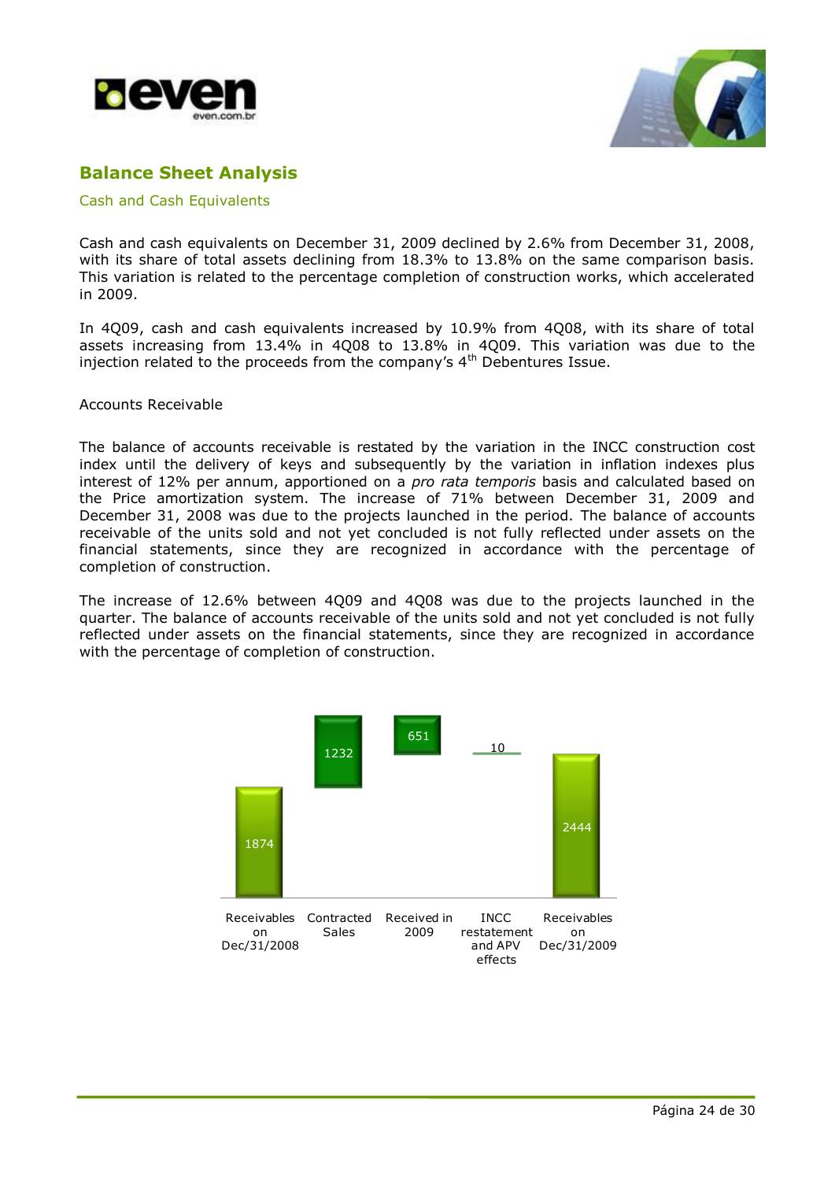## Balance Sheet Analysis

### Cash and Cash Equivalents

Cash and cash equivalents on December 31, 2009 declined by 2.6% from December 31, 2008, with its share of total assets declining from 18.3% to 13.8% on the same comparison basis. This variation is related to the percentage completion of construction works, which accelerated in 2009.

In 4Q09, cash and cash equivalents increased by 10.9% from 4Q08, with its share of total assets increasing from 13.4% in 4Q08 to 13.8% in 4Q09. This variation was due to the injection related to the proceeds from the company's 4$^{th}$ Debentures Issue.

### Accounts Receivable

The balance of accounts receivable is restated by the variation in the INCC construction cost index until the delivery of keys and subsequently by the variation in inflation indexes plus interest of 12% per annum, apportioned on a *pro rata temporis* basis and calculated based on the Price amortization system. The increase of 71% between December 31, 2009 and December 31, 2008 was due to the projects launched in the period. The balance of accounts receivable of the units sold and not yet concluded is not fully reflected under assets on the financial statements, since they are recognized in accordance with the percentage of completion of construction.

The increase of 12.6% between 4Q09 and 4Q08 was due to the projects launched in the quarter. The balance of accounts receivable of the units sold and not yet concluded is not fully reflected under assets on the financial statements, since they are recognized in accordance with the percentage of completion of construction.

| Receivables on Dec/31/2008 | Contracted Sales | Received in 2009 | INCC restatement and APV effects | Receivables on Dec/31/2009 |
|---|---|---|---|---|
| 1874 | 1232 | 651 | 10 | 2444 |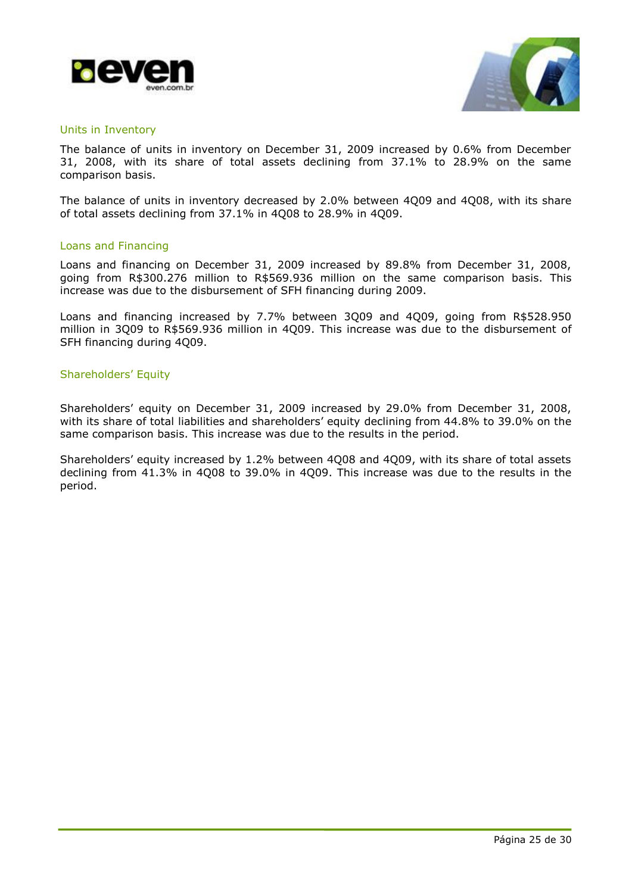## Units in Inventory

The balance of units in inventory on December 31, 2009 increased by 0.6% from December 31, 2008, with its share of total assets declining from 37.1% to 28.9% on the same comparison basis.

The balance of units in inventory decreased by 2.0% between 4Q09 and 4Q08, with its share of total assets declining from 37.1% in 4Q08 to 28.9% in 4Q09.

## Loans and Financing

Loans and financing on December 31, 2009 increased by 89.8% from December 31, 2008, going from R$300.276 million to R$569.936 million on the same comparison basis. This increase was due to the disbursement of SFH financing during 2009.

Loans and financing increased by 7.7% between 3Q09 and 4Q09, going from R$528.950 million in 3Q09 to R$569.936 million in 4Q09. This increase was due to the disbursement of SFH financing during 4Q09.

## Shareholders' Equity

Shareholders' equity on December 31, 2009 increased by 29.0% from December 31, 2008, with its share of total liabilities and shareholders' equity declining from 44.8% to 39.0% on the same comparison basis. This increase was due to the results in the period.

Shareholders' equity increased by 1.2% between 4Q08 and 4Q09, with its share of total assets declining from 41.3% in 4Q08 to 39.0% in 4Q09. This increase was due to the results in the period.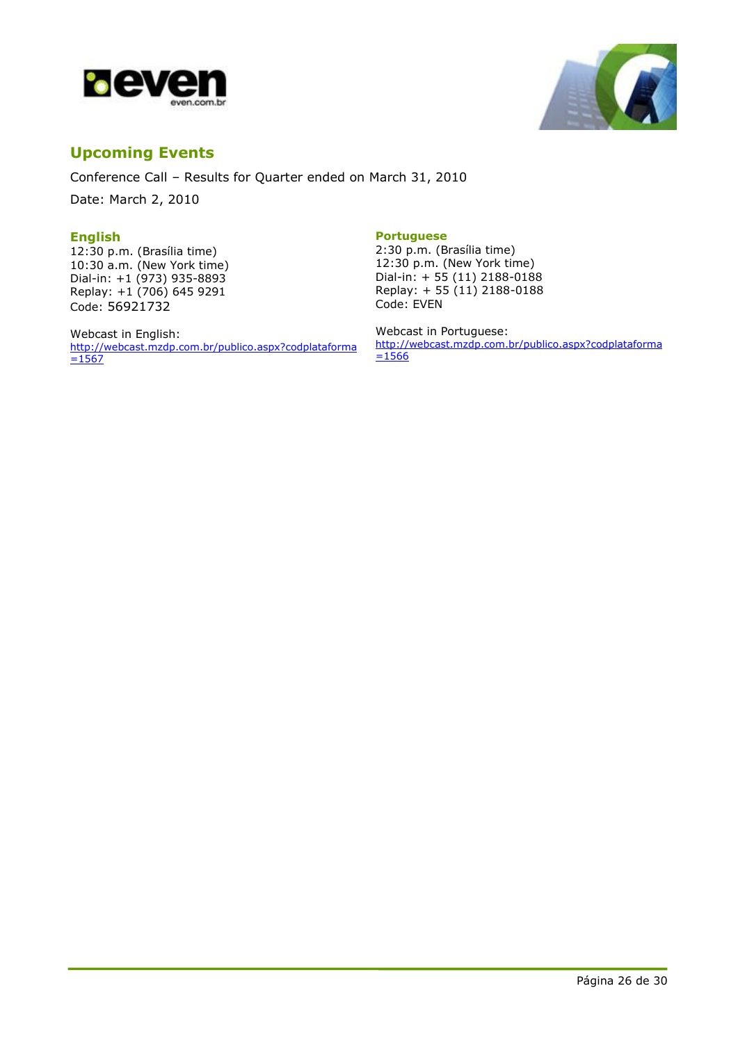## Upcoming Events

Conference Call – Results for Quarter ended on March 31, 2010

Date: March 2, 2010

### English

12:30 p.m. (Brasília time)
10:30 a.m. (New York time)
Dial-in: +1 (973) 935-8893
Replay: +1 (706) 645 9291
Code: 56921732

Webcast in English:
http://webcast.mzdp.com.br/publico.aspx?codplataforma=1567

### Portuguese

2:30 p.m. (Brasília time)
12:30 p.m. (New York time)
Dial-in: + 55 (11) 2188-0188
Replay: + 55 (11) 2188-0188
Code: EVEN

Webcast in Portuguese:
http://webcast.mzdp.com.br/publico.aspx?codplataforma=1566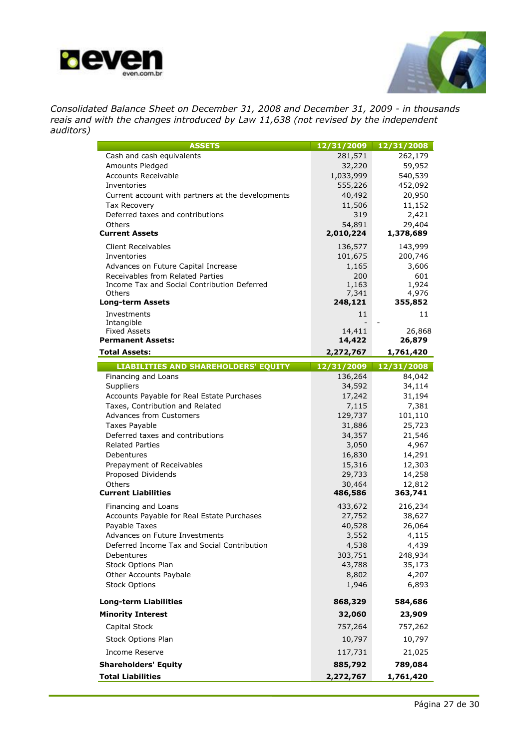*Consolidated Balance Sheet on December 31, 2008 and December 31, 2009 - in thousands reais and with the changes introduced by Law 11,638 (not revised by the independent auditors)*

| ASSETS | 12/31/2009 | 12/31/2008 |
|---|---|---|
| Cash and cash equivalents | 281,571 | 262,179 |
| Amounts Pledged | 32,220 | 59,952 |
| Accounts Receivable | 1,033,999 | 540,539 |
| Inventories | 555,226 | 452,092 |
| Current account with partners at the developments | 40,492 | 20,950 |
| Tax Recovery | 11,506 | 11,152 |
| Deferred taxes and contributions | 319 | 2,421 |
| Others | 54,891 | 29,404 |
| **Current Assets** | **2,010,224** | **1,378,689** |
| Client Receivables | 136,577 | 143,999 |
| Inventories | 101,675 | 200,746 |
| Advances on Future Capital Increase | 1,165 | 3,606 |
| Receivables from Related Parties | 200 | 601 |
| Income Tax and Social Contribution Deferred | 1,163 | 1,924 |
| Others | 7,341 | 4,976 |
| **Long-term Assets** | **248,121** | **355,852** |
| Investments | 11 | 11 |
| Intangible | - | - |
| Fixed Assets | 14,411 | 26,868 |
| **Permanent Assets:** | **14,422** | **26,879** |
| **Total Assets:** | **2,272,767** | **1,761,420** |

| LIABILITIES AND SHAREHOLDERS' EQUITY | 12/31/2009 | 12/31/2008 |
|---|---|---|
| Financing and Loans | 136,264 | 84,042 |
| Suppliers | 34,592 | 34,114 |
| Accounts Payable for Real Estate Purchases | 17,242 | 31,194 |
| Taxes, Contribution and Related | 7,115 | 7,381 |
| Advances from Customers | 129,737 | 101,110 |
| Taxes Payable | 31,886 | 25,723 |
| Deferred taxes and contributions | 34,357 | 21,546 |
| Related Parties | 3,050 | 4,967 |
| Debentures | 16,830 | 14,291 |
| Prepayment of Receivables | 15,316 | 12,303 |
| Proposed Dividends | 29,733 | 14,258 |
| Others | 30,464 | 12,812 |
| **Current Liabilities** | **486,586** | **363,741** |
| Financing and Loans | 433,672 | 216,234 |
| Accounts Payable for Real Estate Purchases | 27,752 | 38,627 |
| Payable Taxes | 40,528 | 26,064 |
| Advances on Future Investments | 3,552 | 4,115 |
| Deferred Income Tax and Social Contribution | 4,538 | 4,439 |
| Debentures | 303,751 | 248,934 |
| Stock Options Plan | 43,788 | 35,173 |
| Other Accounts Paybale | 8,802 | 4,207 |
| Stock Options | 1,946 | 6,893 |
| **Long-term Liabilities** | **868,329** | **584,686** |
| **Minority Interest** | **32,060** | **23,909** |
| Capital Stock | 757,264 | 757,262 |
| Stock Options Plan | 10,797 | 10,797 |
| Income Reserve | 117,731 | 21,025 |
| **Shareholders' Equity** | **885,792** | **789,084** |
| **Total Liabilities** | **2,272,767** | **1,761,420** |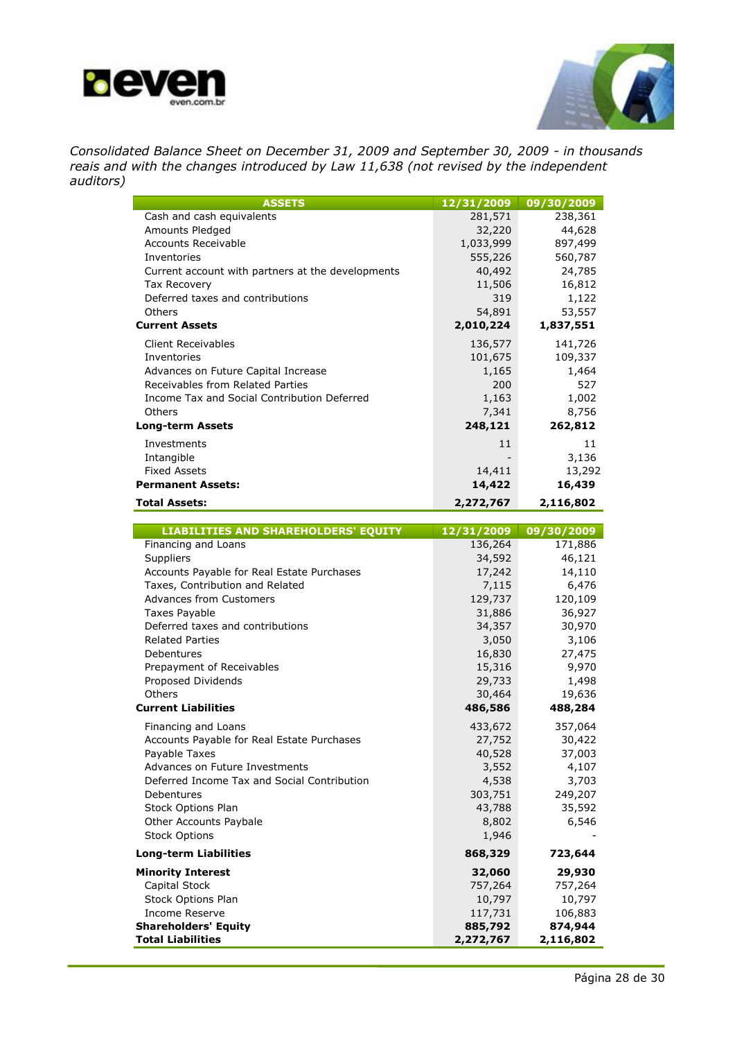*Consolidated Balance Sheet on December 31, 2009 and September 30, 2009 - in thousands reais and with the changes introduced by Law 11,638 (not revised by the independent auditors)*

| ASSETS | 12/31/2009 | 09/30/2009 |
|---|---|---|
| Cash and cash equivalents | 281,571 | 238,361 |
| Amounts Pledged | 32,220 | 44,628 |
| Accounts Receivable | 1,033,999 | 897,499 |
| Inventories | 555,226 | 560,787 |
| Current account with partners at the developments | 40,492 | 24,785 |
| Tax Recovery | 11,506 | 16,812 |
| Deferred taxes and contributions | 319 | 1,122 |
| Others | 54,891 | 53,557 |
| **Current Assets** | **2,010,224** | **1,837,551** |
| Client Receivables | 136,577 | 141,726 |
| Inventories | 101,675 | 109,337 |
| Advances on Future Capital Increase | 1,165 | 1,464 |
| Receivables from Related Parties | 200 | 527 |
| Income Tax and Social Contribution Deferred | 1,163 | 1,002 |
| Others | 7,341 | 8,756 |
| **Long-term Assets** | **248,121** | **262,812** |
| Investments | 11 | 11 |
| Intangible | - | 3,136 |
| Fixed Assets | 14,411 | 13,292 |
| **Permanent Assets:** | **14,422** | **16,439** |
| **Total Assets:** | **2,272,767** | **2,116,802** |

| LIABILITIES AND SHAREHOLDERS' EQUITY | 12/31/2009 | 09/30/2009 |
|---|---|---|
| Financing and Loans | 136,264 | 171,886 |
| Suppliers | 34,592 | 46,121 |
| Accounts Payable for Real Estate Purchases | 17,242 | 14,110 |
| Taxes, Contribution and Related | 7,115 | 6,476 |
| Advances from Customers | 129,737 | 120,109 |
| Taxes Payable | 31,886 | 36,927 |
| Deferred taxes and contributions | 34,357 | 30,970 |
| Related Parties | 3,050 | 3,106 |
| Debentures | 16,830 | 27,475 |
| Prepayment of Receivables | 15,316 | 9,970 |
| Proposed Dividends | 29,733 | 1,498 |
| Others | 30,464 | 19,636 |
| **Current Liabilities** | **486,586** | **488,284** |
| Financing and Loans | 433,672 | 357,064 |
| Accounts Payable for Real Estate Purchases | 27,752 | 30,422 |
| Payable Taxes | 40,528 | 37,003 |
| Advances on Future Investments | 3,552 | 4,107 |
| Deferred Income Tax and Social Contribution | 4,538 | 3,703 |
| Debentures | 303,751 | 249,207 |
| Stock Options Plan | 43,788 | 35,592 |
| Other Accounts Paybale | 8,802 | 6,546 |
| Stock Options | 1,946 | - |
| **Long-term Liabilities** | **868,329** | **723,644** |
| **Minority Interest** | **32,060** | **29,930** |
| Capital Stock | 757,264 | 757,264 |
| Stock Options Plan | 10,797 | 10,797 |
| Income Reserve | 117,731 | 106,883 |
| **Shareholders' Equity** | **885,792** | **874,944** |
| **Total Liabilities** | **2,272,767** | **2,116,802** |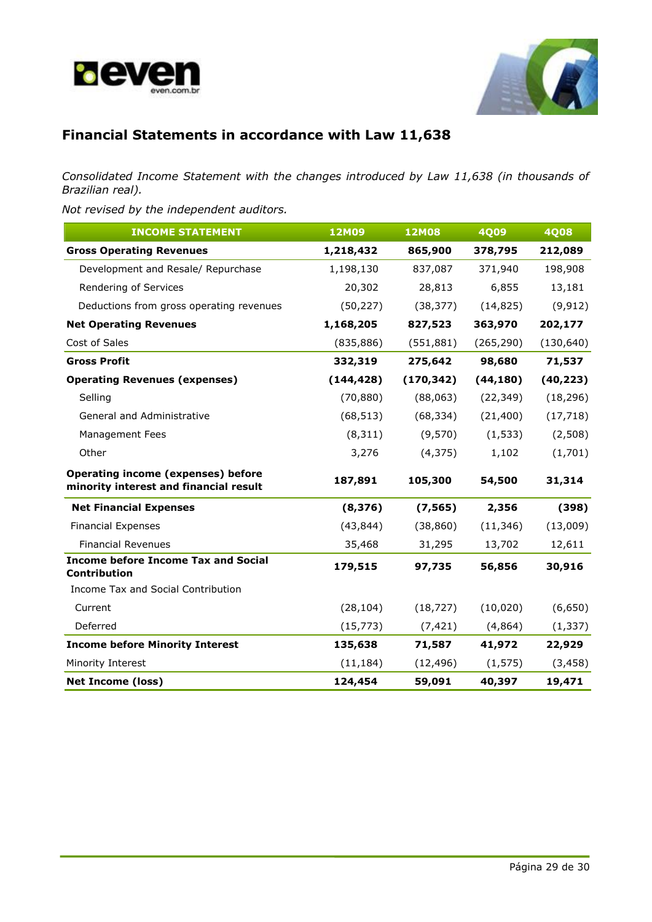## Financial Statements in accordance with Law 11,638

*Consolidated Income Statement with the changes introduced by Law 11,638 (in thousands of Brazilian real).*

*Not revised by the independent auditors.*

| INCOME STATEMENT | 12M09 | 12M08 | 4Q09 | 4Q08 |
|---|---|---|---|---|
| **Gross Operating Revenues** | **1,218,432** | **865,900** | **378,795** | **212,089** |
| Development and Resale/ Repurchase | 1,198,130 | 837,087 | 371,940 | 198,908 |
| Rendering of Services | 20,302 | 28,813 | 6,855 | 13,181 |
| Deductions from gross operating revenues | (50,227) | (38,377) | (14,825) | (9,912) |
| **Net Operating Revenues** | **1,168,205** | **827,523** | **363,970** | **202,177** |
| Cost of Sales | (835,886) | (551,881) | (265,290) | (130,640) |
| **Gross Profit** | **332,319** | **275,642** | **98,680** | **71,537** |
| **Operating Revenues (expenses)** | **(144,428)** | **(170,342)** | **(44,180)** | **(40,223)** |
| Selling | (70,880) | (88,063) | (22,349) | (18,296) |
| General and Administrative | (68,513) | (68,334) | (21,400) | (17,718) |
| Management Fees | (8,311) | (9,570) | (1,533) | (2,508) |
| Other | 3,276 | (4,375) | 1,102 | (1,701) |
| **Operating income (expenses) before minority interest and financial result** | **187,891** | **105,300** | **54,500** | **31,314** |
| **Net Financial Expenses** | **(8,376)** | **(7,565)** | **2,356** | **(398)** |
| Financial Expenses | (43,844) | (38,860) | (11,346) | (13,009) |
| Financial Revenues | 35,468 | 31,295 | 13,702 | 12,611 |
| **Income before Income Tax and Social Contribution** | **179,515** | **97,735** | **56,856** | **30,916** |
| Income Tax and Social Contribution | | | | |
| Current | (28,104) | (18,727) | (10,020) | (6,650) |
| Deferred | (15,773) | (7,421) | (4,864) | (1,337) |
| **Income before Minority Interest** | **135,638** | **71,587** | **41,972** | **22,929** |
| Minority Interest | (11,184) | (12,496) | (1,575) | (3,458) |
| **Net Income (loss)** | **124,454** | **59,091** | **40,397** | **19,471** |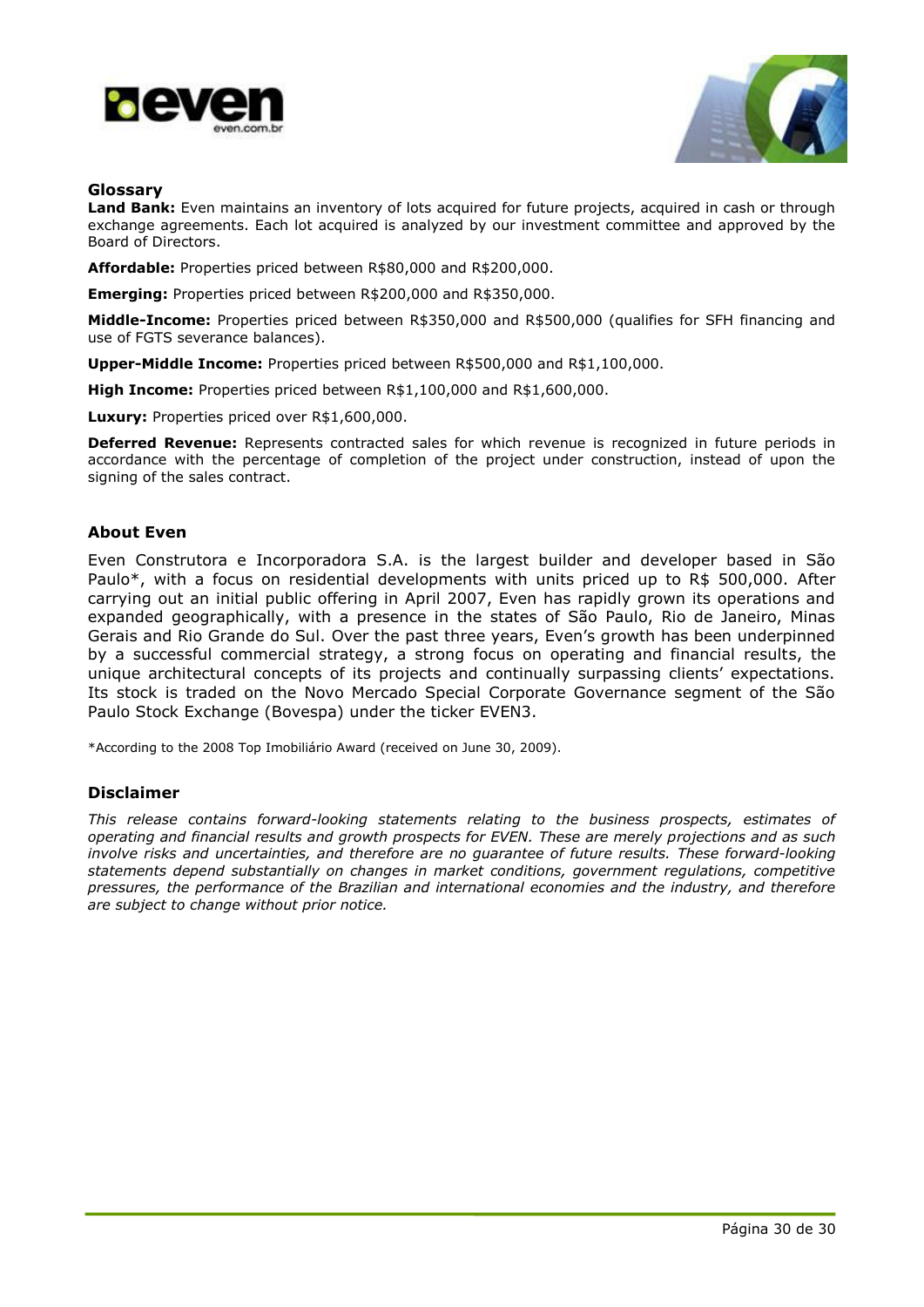## Glossary

**Land Bank:** Even maintains an inventory of lots acquired for future projects, acquired in cash or through exchange agreements. Each lot acquired is analyzed by our investment committee and approved by the Board of Directors.

**Affordable:** Properties priced between R$80,000 and R$200,000.

**Emerging:** Properties priced between R$200,000 and R$350,000.

**Middle-Income:** Properties priced between R$350,000 and R$500,000 (qualifies for SFH financing and use of FGTS severance balances).

**Upper-Middle Income:** Properties priced between R$500,000 and R$1,100,000.

**High Income:** Properties priced between R$1,100,000 and R$1,600,000.

**Luxury:** Properties priced over R$1,600,000.

**Deferred Revenue:** Represents contracted sales for which revenue is recognized in future periods in accordance with the percentage of completion of the project under construction, instead of upon the signing of the sales contract.

## About Even

Even Construtora e Incorporadora S.A. is the largest builder and developer based in São Paulo*, with a focus on residential developments with units priced up to R$ 500,000. After carrying out an initial public offering in April 2007, Even has rapidly grown its operations and expanded geographically, with a presence in the states of São Paulo, Rio de Janeiro, Minas Gerais and Rio Grande do Sul. Over the past three years, Even's growth has been underpinned by a successful commercial strategy, a strong focus on operating and financial results, the unique architectural concepts of its projects and continually surpassing clients' expectations. Its stock is traded on the Novo Mercado Special Corporate Governance segment of the São Paulo Stock Exchange (Bovespa) under the ticker EVEN3.

*According to the 2008 Top Imobiliário Award (received on June 30, 2009).

## Disclaimer

*This release contains forward-looking statements relating to the business prospects, estimates of operating and financial results and growth prospects for EVEN. These are merely projections and as such involve risks and uncertainties, and therefore are no guarantee of future results. These forward-looking statements depend substantially on changes in market conditions, government regulations, competitive pressures, the performance of the Brazilian and international economies and the industry, and therefore are subject to change without prior notice.*